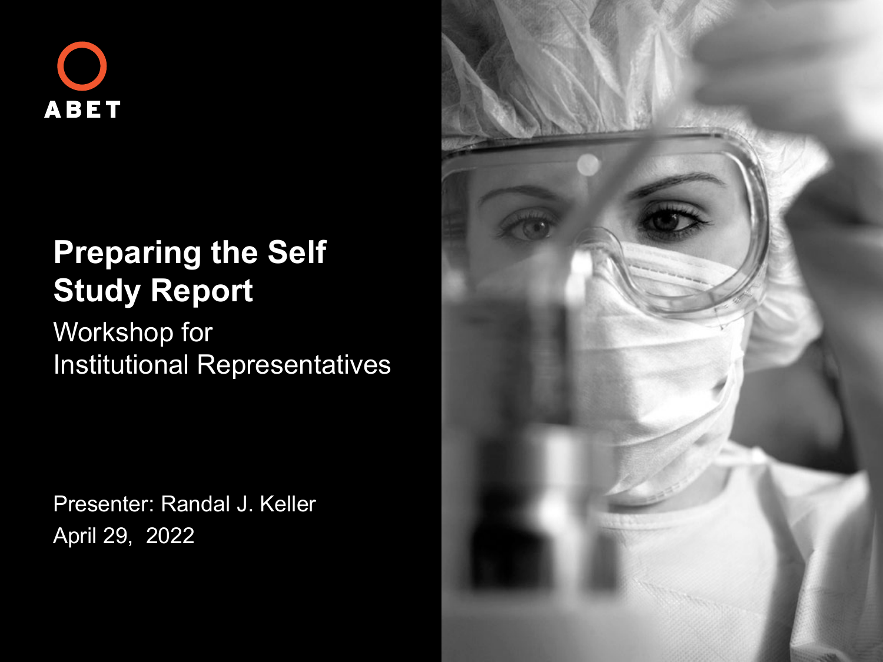ABET

# Preparing the Self Study Report

Workshop for
Institutional Representatives

Presenter: Randal J. Keller
April 29, 2022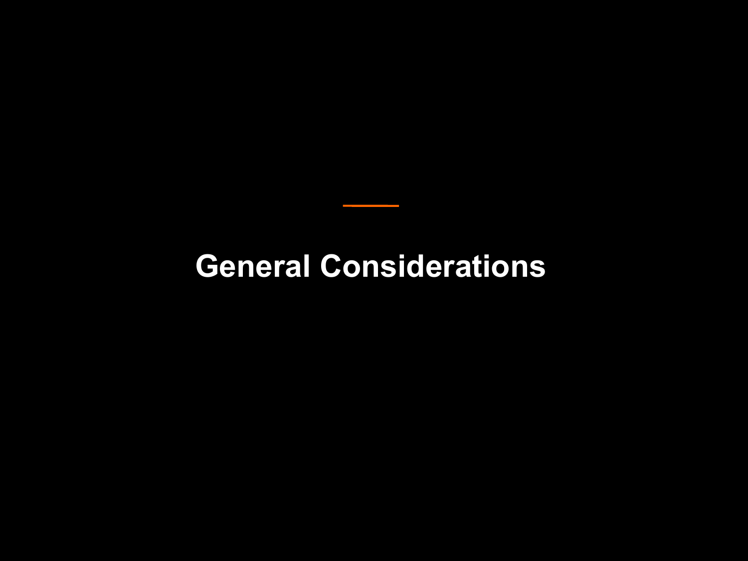# General Considerations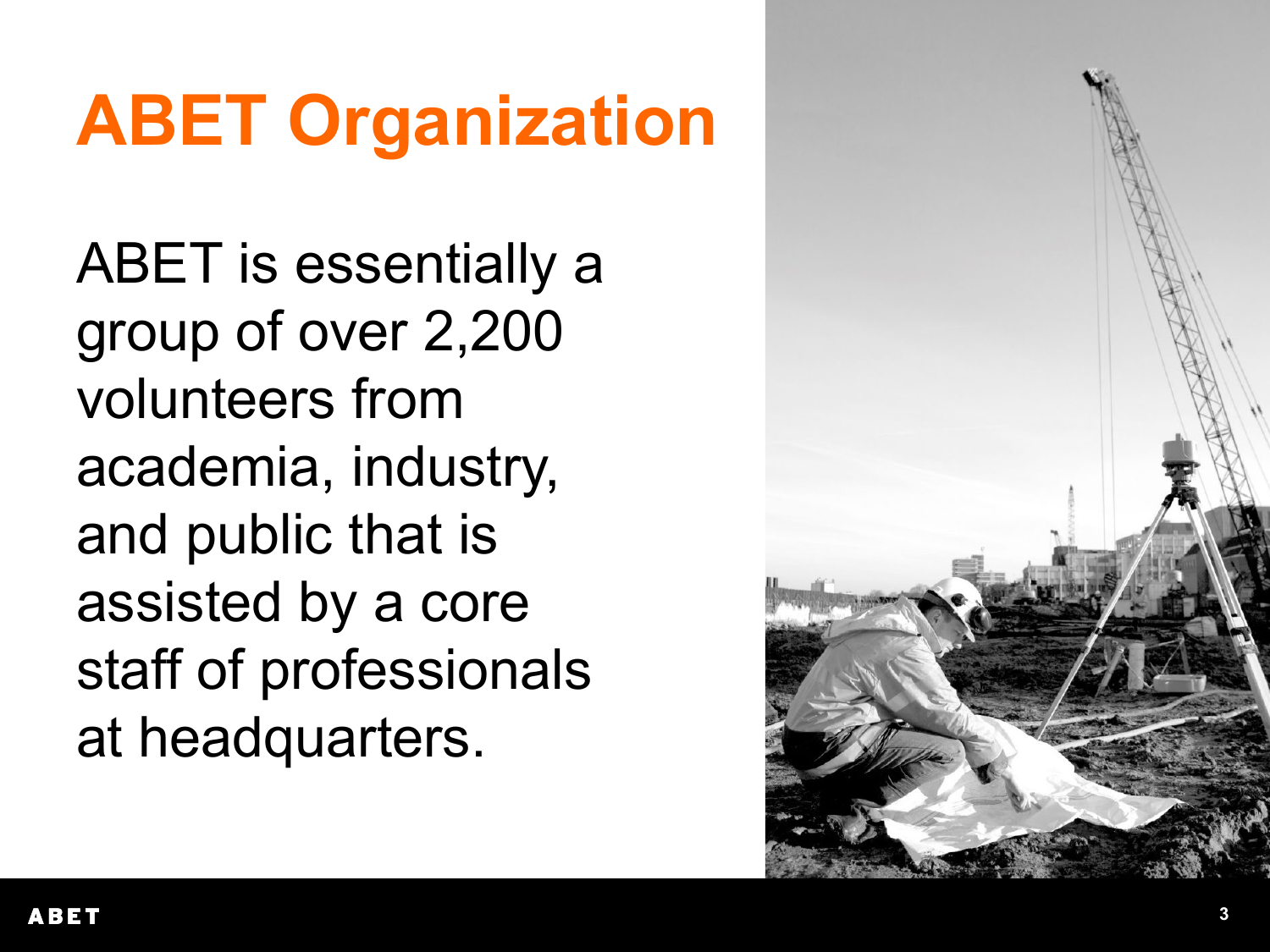# ABET Organization

ABET is essentially a group of over 2,200 volunteers from academia, industry, and public that is assisted by a core staff of professionals at headquarters.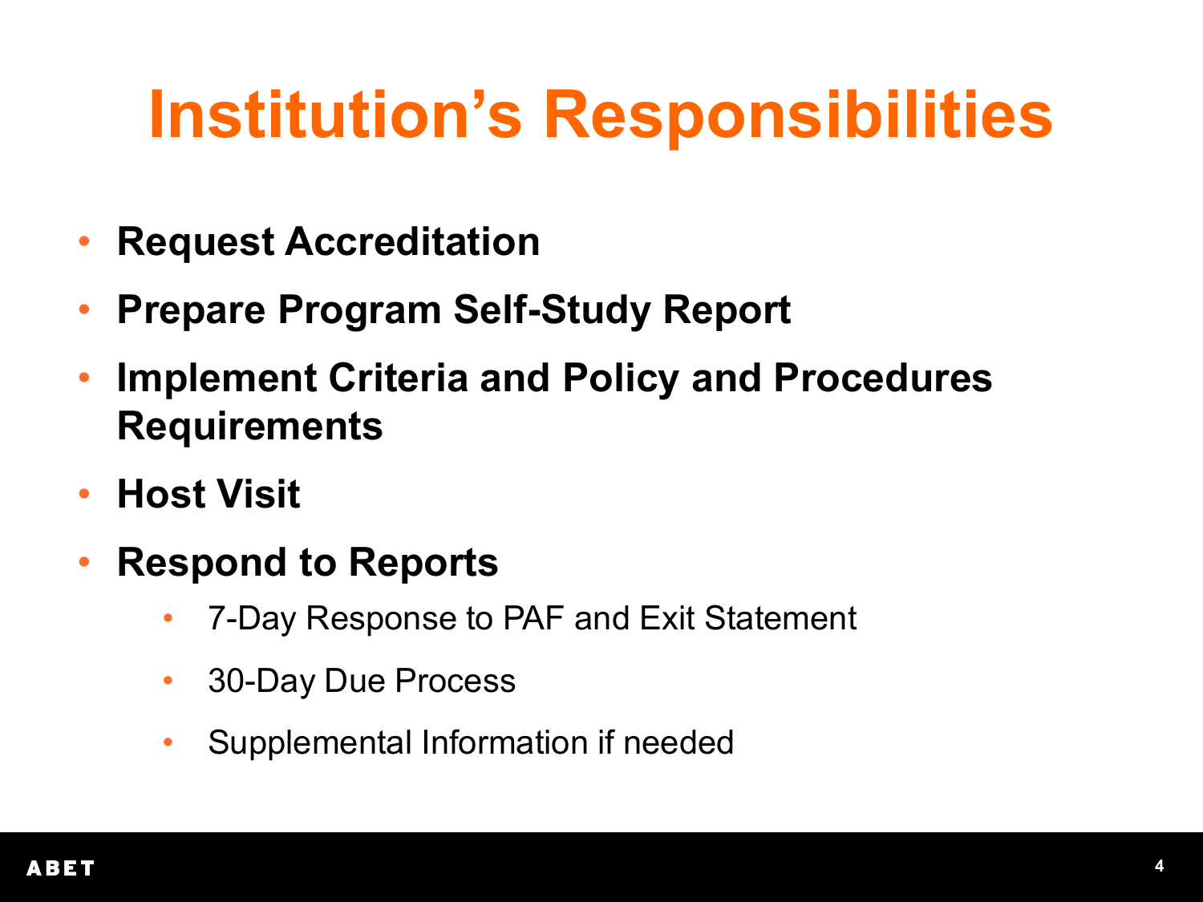# Institution's Responsibilities

- **Request Accreditation**
- **Prepare Program Self-Study Report**
- **Implement Criteria and Policy and Procedures Requirements**
- **Host Visit**
- **Respond to Reports**
  - 7-Day Response to PAF and Exit Statement
  - 30-Day Due Process
  - Supplemental Information if needed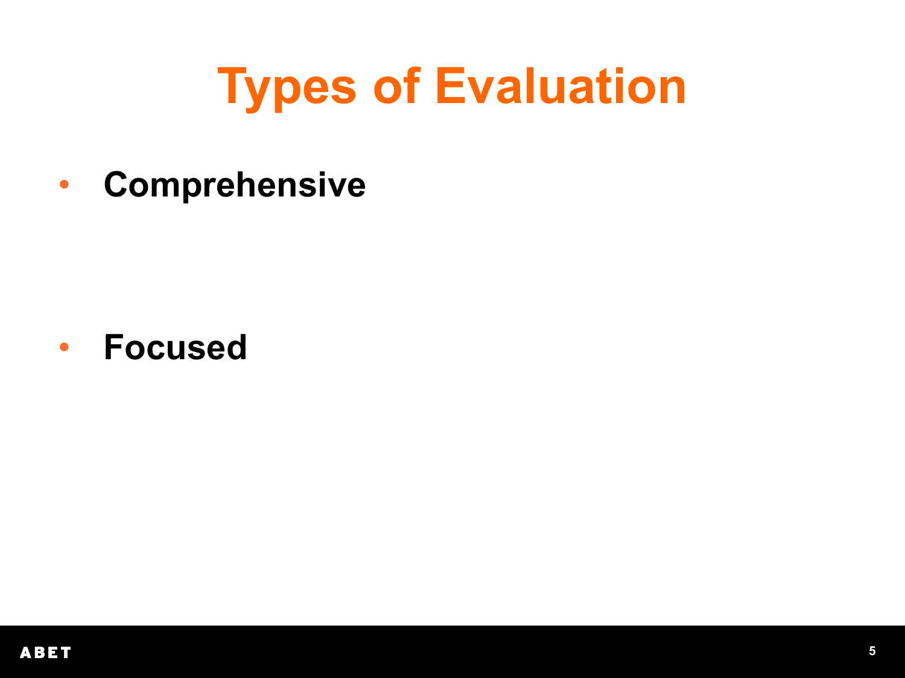# Types of Evaluation

- **Comprehensive**

- **Focused**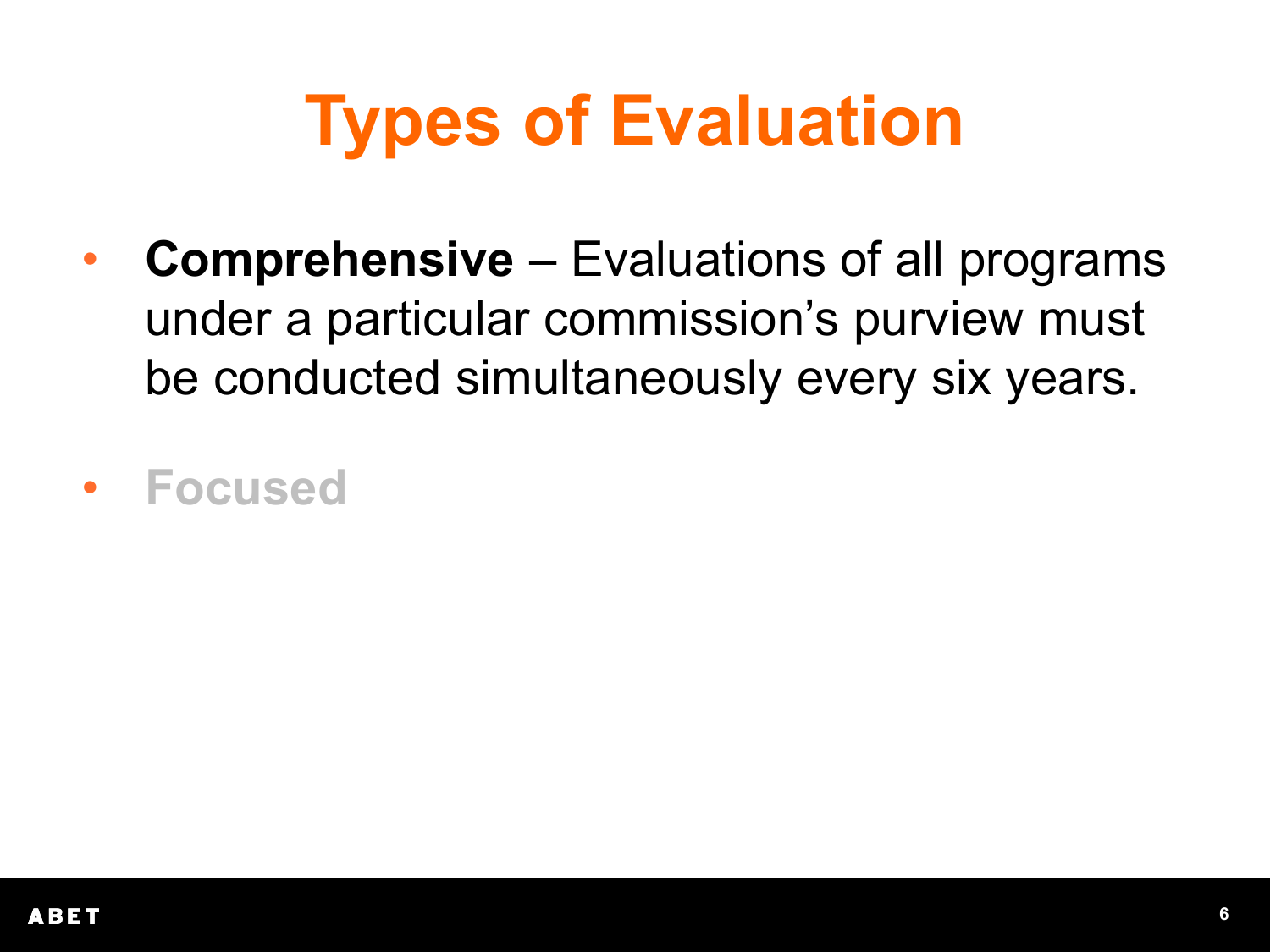# Types of Evaluation

- **Comprehensive** – Evaluations of all programs under a particular commission's purview must be conducted simultaneously every six years.
- **Focused**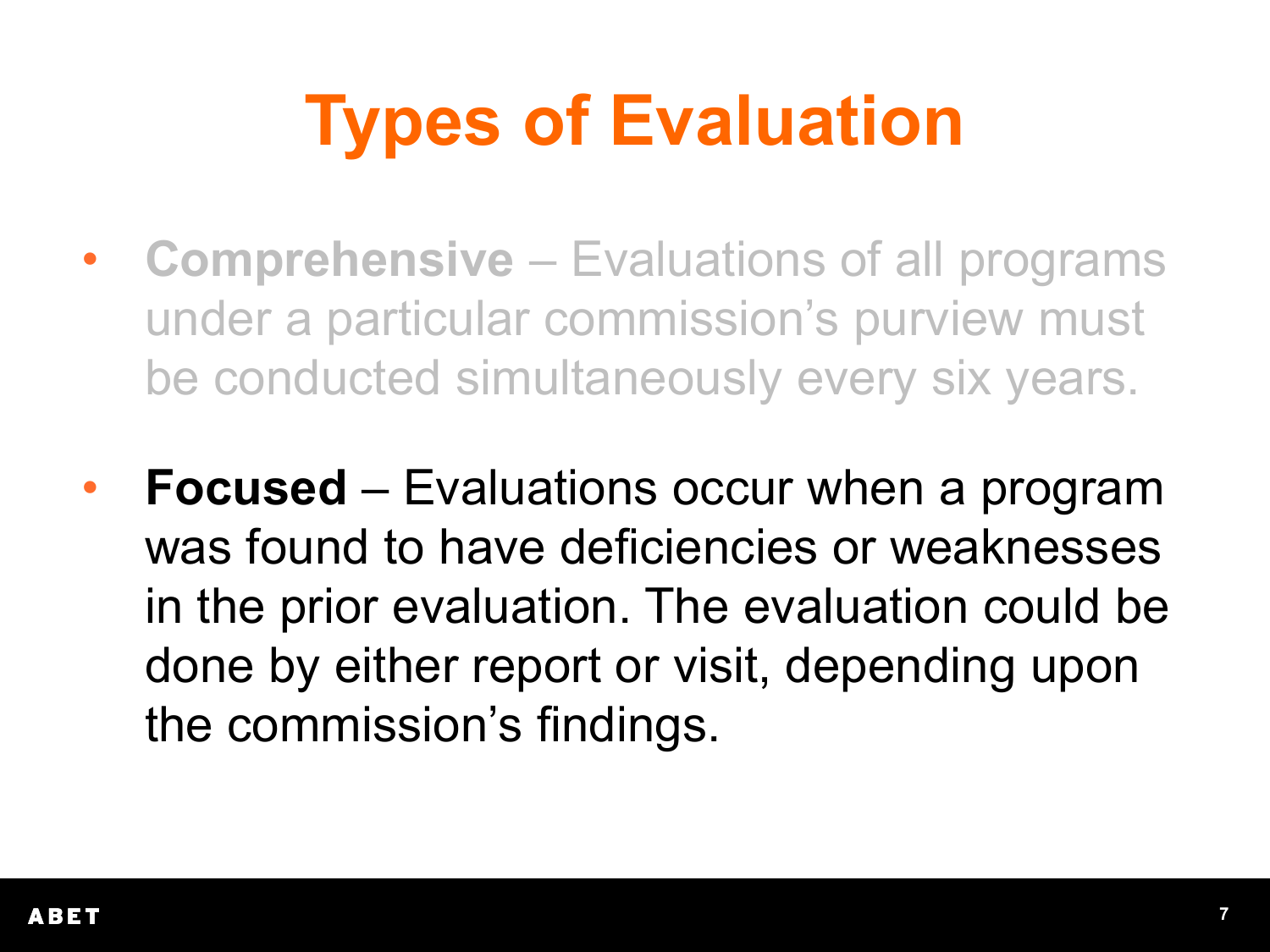# Types of Evaluation

- **Comprehensive** – Evaluations of all programs under a particular commission's purview must be conducted simultaneously every six years.

- **Focused** – Evaluations occur when a program was found to have deficiencies or weaknesses in the prior evaluation. The evaluation could be done by either report or visit, depending upon the commission's findings.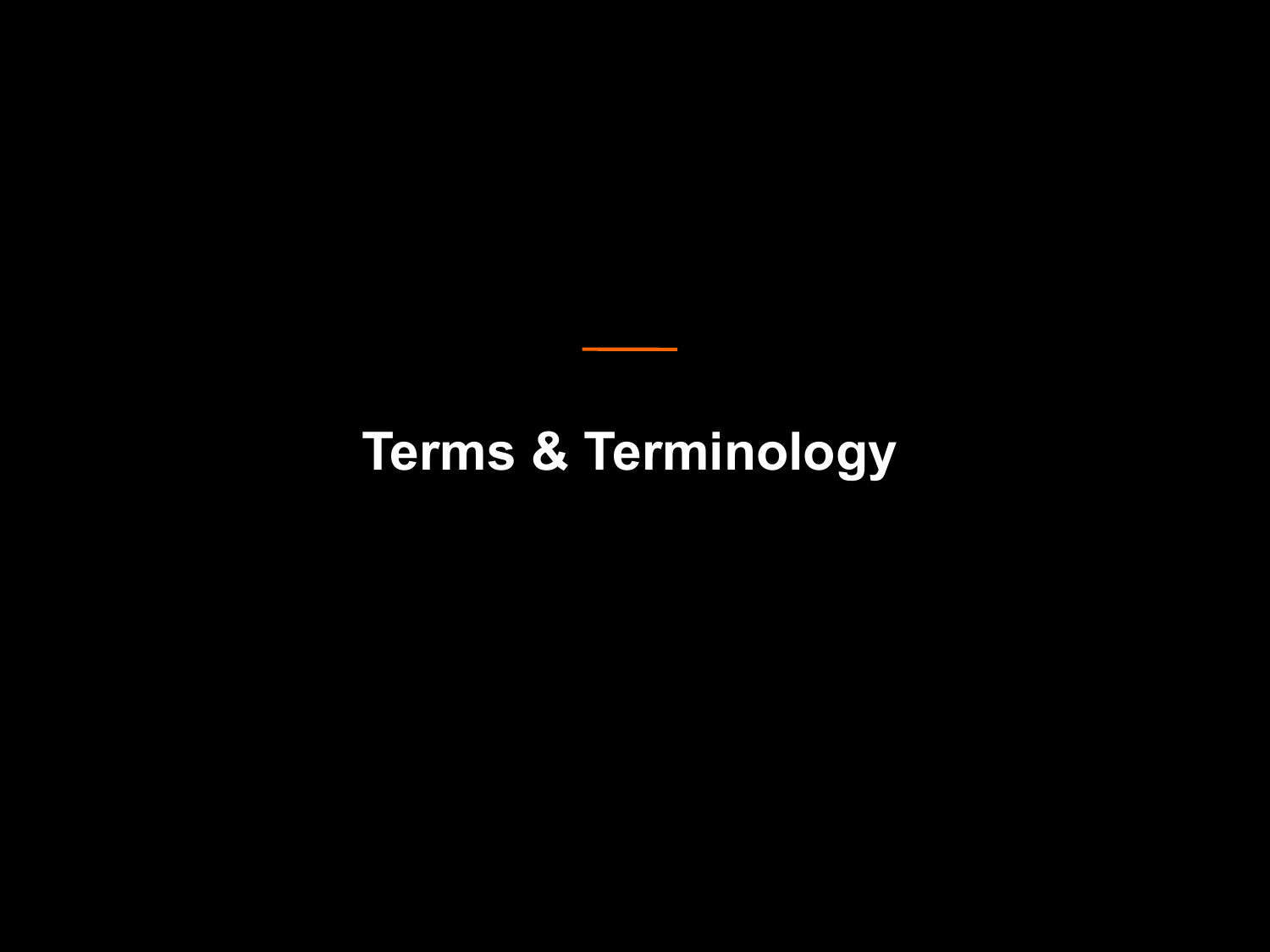# Terms & Terminology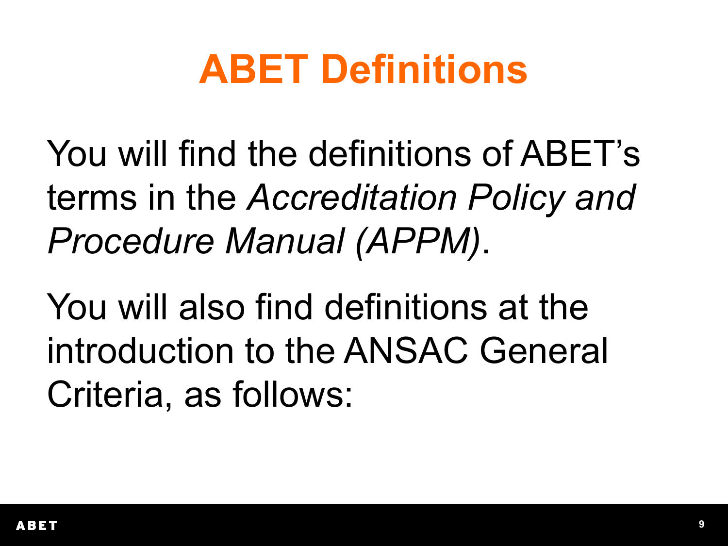# ABET Definitions

You will find the definitions of ABET's terms in the *Accreditation Policy and Procedure Manual (APPM)*.

You will also find definitions at the introduction to the ANSAC General Criteria, as follows: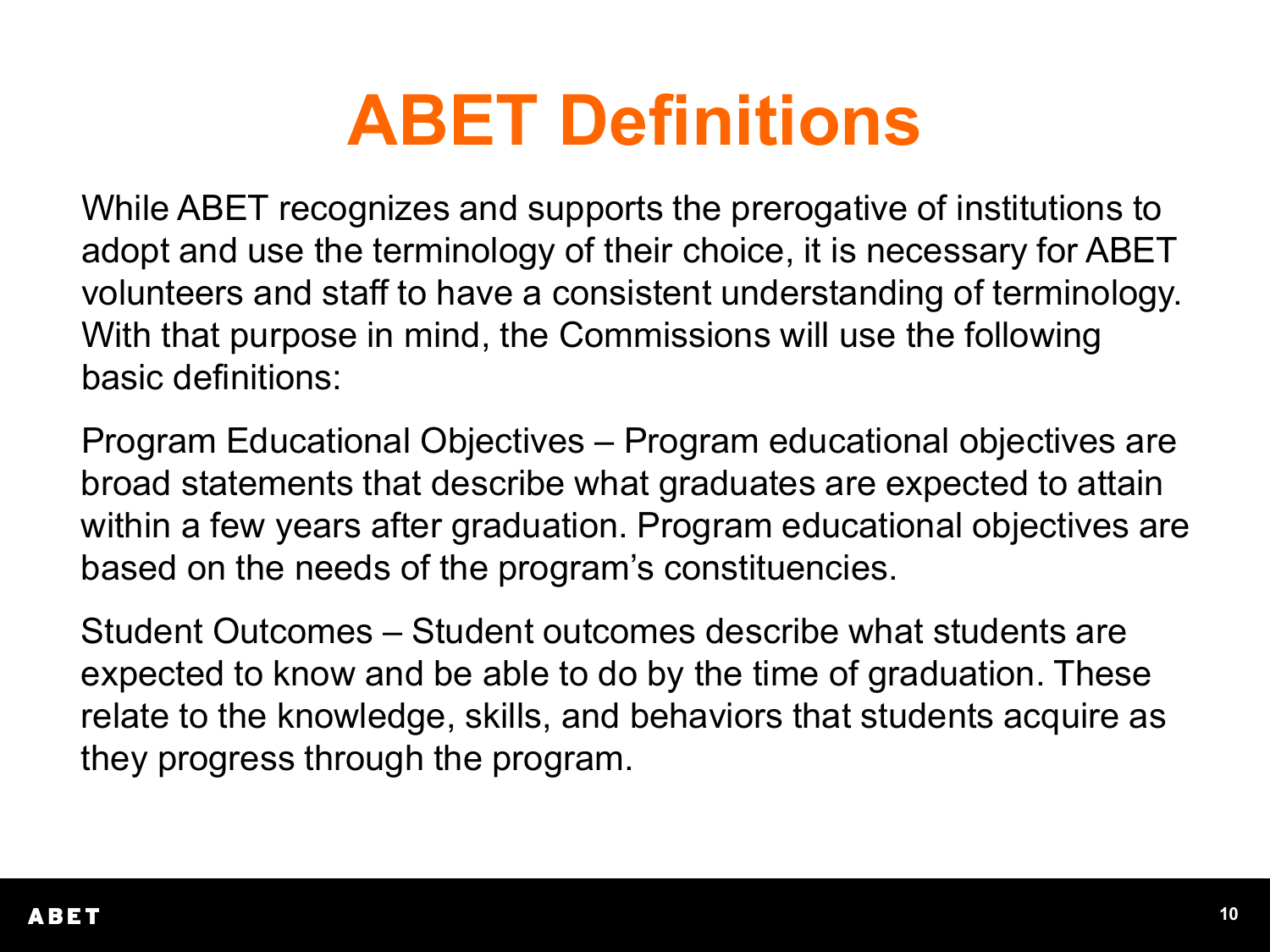# ABET Definitions

While ABET recognizes and supports the prerogative of institutions to adopt and use the terminology of their choice, it is necessary for ABET volunteers and staff to have a consistent understanding of terminology. With that purpose in mind, the Commissions will use the following basic definitions:

Program Educational Objectives – Program educational objectives are broad statements that describe what graduates are expected to attain within a few years after graduation. Program educational objectives are based on the needs of the program's constituencies.

Student Outcomes – Student outcomes describe what students are expected to know and be able to do by the time of graduation. These relate to the knowledge, skills, and behaviors that students acquire as they progress through the program.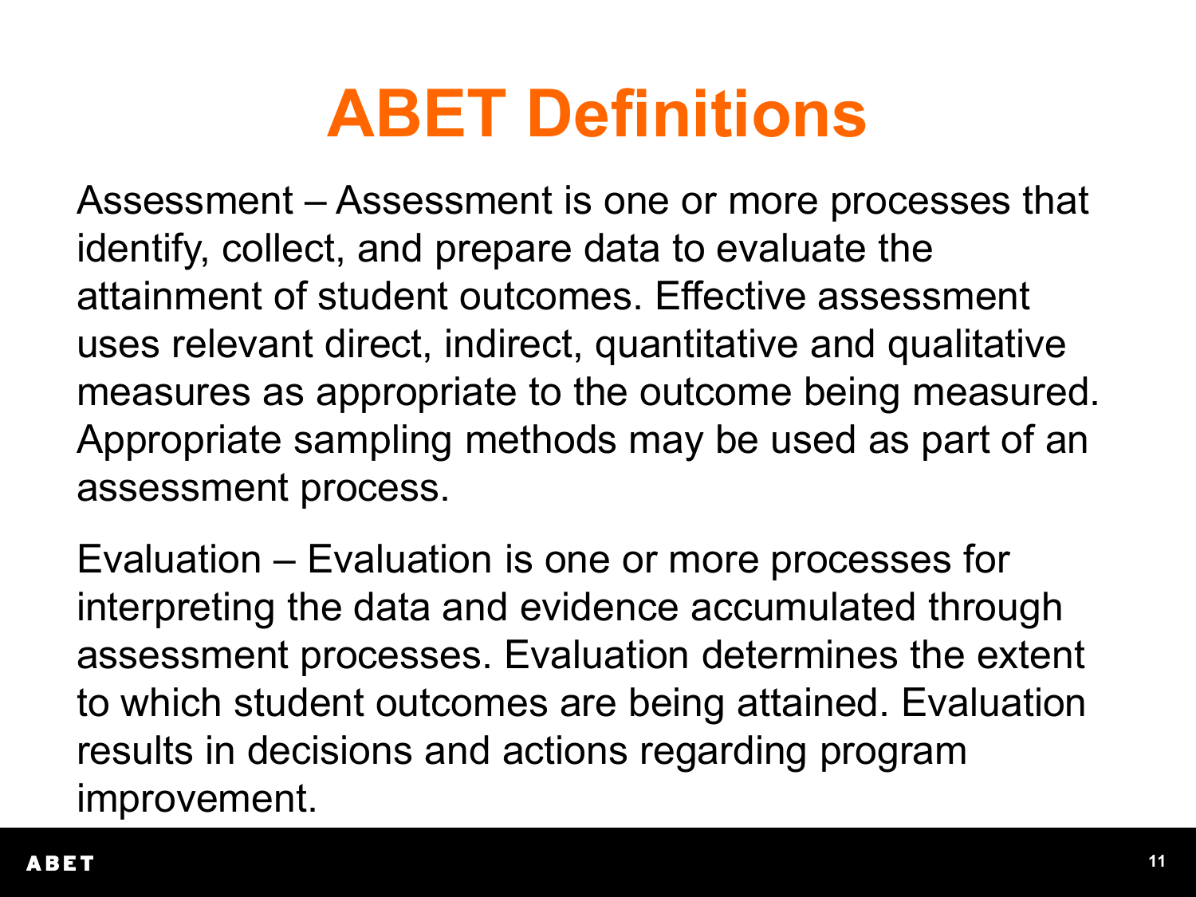# ABET Definitions

Assessment – Assessment is one or more processes that identify, collect, and prepare data to evaluate the attainment of student outcomes. Effective assessment uses relevant direct, indirect, quantitative and qualitative measures as appropriate to the outcome being measured. Appropriate sampling methods may be used as part of an assessment process.

Evaluation – Evaluation is one or more processes for interpreting the data and evidence accumulated through assessment processes. Evaluation determines the extent to which student outcomes are being attained. Evaluation results in decisions and actions regarding program improvement.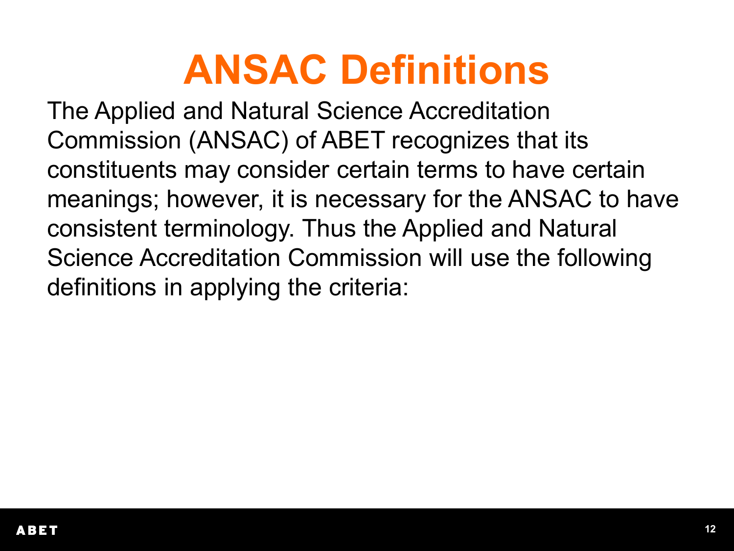# ANSAC Definitions

The Applied and Natural Science Accreditation Commission (ANSAC) of ABET recognizes that its constituents may consider certain terms to have certain meanings; however, it is necessary for the ANSAC to have consistent terminology. Thus the Applied and Natural Science Accreditation Commission will use the following definitions in applying the criteria: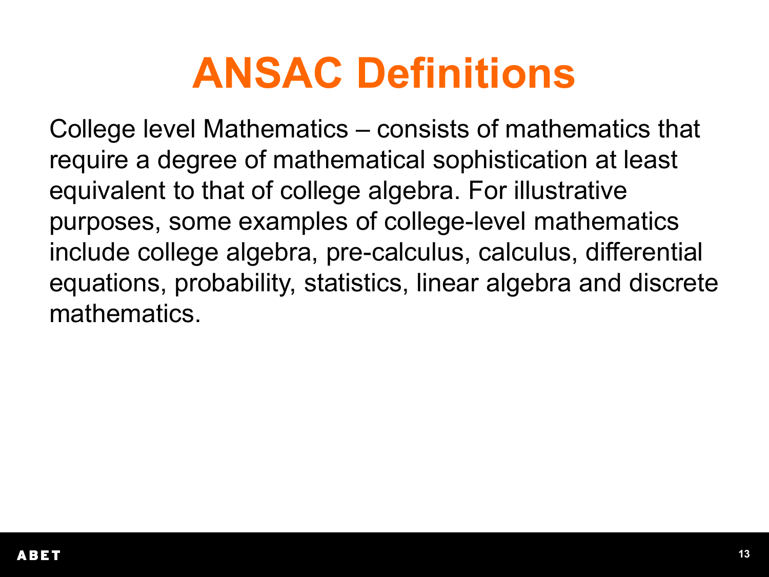# ANSAC Definitions

College level Mathematics – consists of mathematics that require a degree of mathematical sophistication at least equivalent to that of college algebra. For illustrative purposes, some examples of college-level mathematics include college algebra, pre-calculus, calculus, differential equations, probability, statistics, linear algebra and discrete mathematics.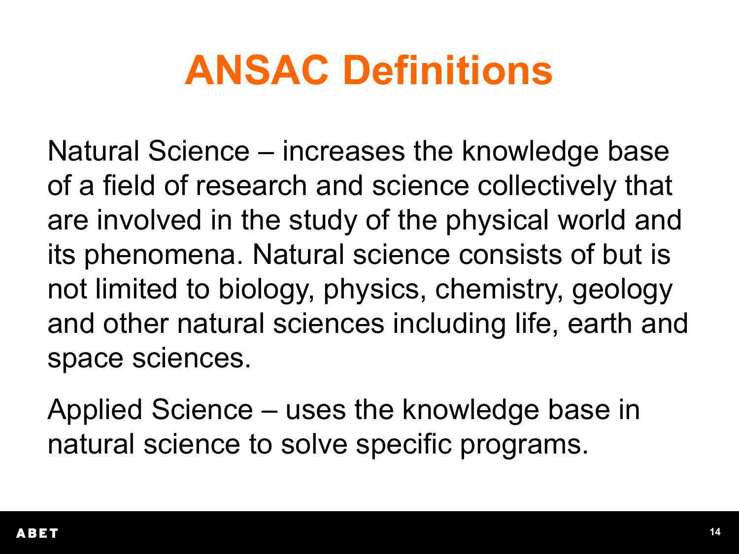# ANSAC Definitions

Natural Science – increases the knowledge base of a field of research and science collectively that are involved in the study of the physical world and its phenomena. Natural science consists of but is not limited to biology, physics, chemistry, geology and other natural sciences including life, earth and space sciences.

Applied Science – uses the knowledge base in natural science to solve specific programs.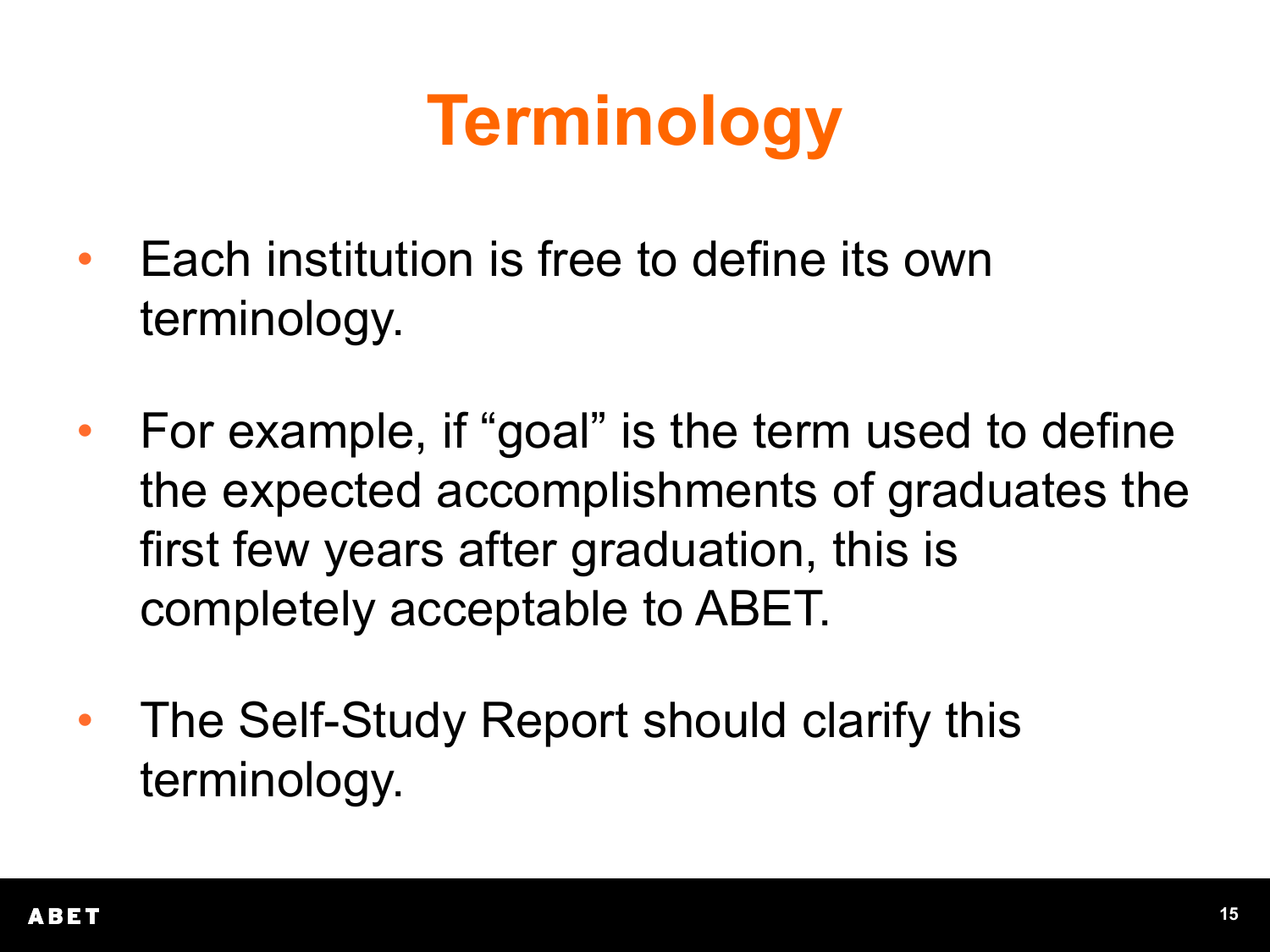# Terminology

- Each institution is free to define its own terminology.

- For example, if “goal” is the term used to define the expected accomplishments of graduates the first few years after graduation, this is completely acceptable to ABET.

- The Self-Study Report should clarify this terminology.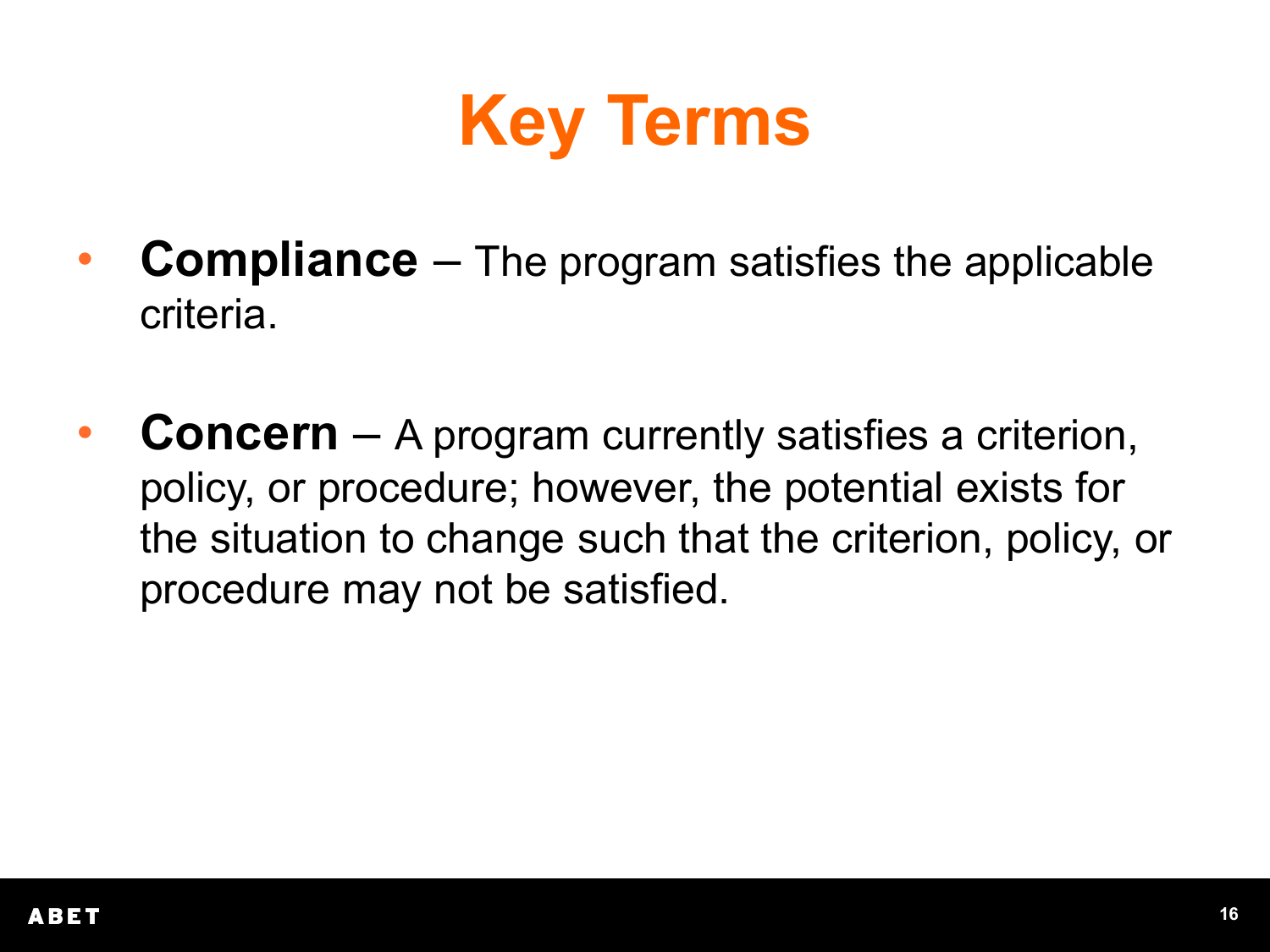# Key Terms

- **Compliance** – The program satisfies the applicable criteria.
- **Concern** – A program currently satisfies a criterion, policy, or procedure; however, the potential exists for the situation to change such that the criterion, policy, or procedure may not be satisfied.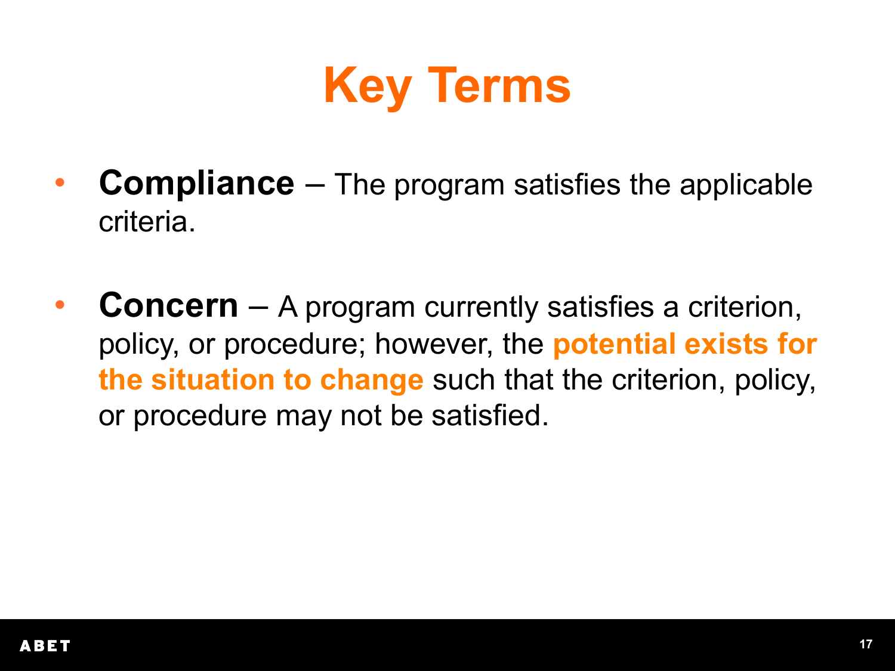# Key Terms

- **Compliance** – The program satisfies the applicable criteria.

- **Concern** – A program currently satisfies a criterion, policy, or procedure; however, the **potential exists for the situation to change** such that the criterion, policy, or procedure may not be satisfied.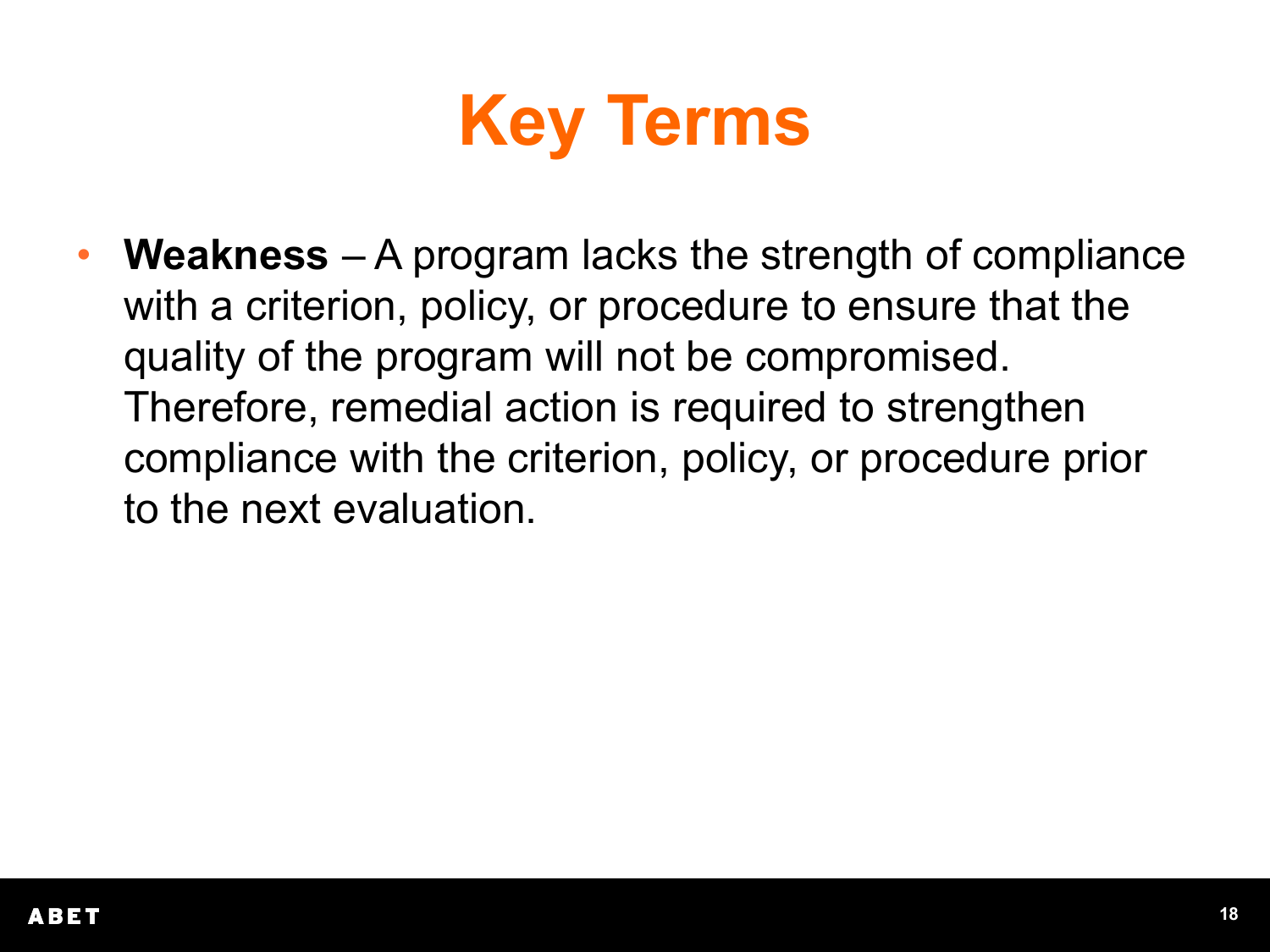# Key Terms

- **Weakness** – A program lacks the strength of compliance with a criterion, policy, or procedure to ensure that the quality of the program will not be compromised. Therefore, remedial action is required to strengthen compliance with the criterion, policy, or procedure prior to the next evaluation.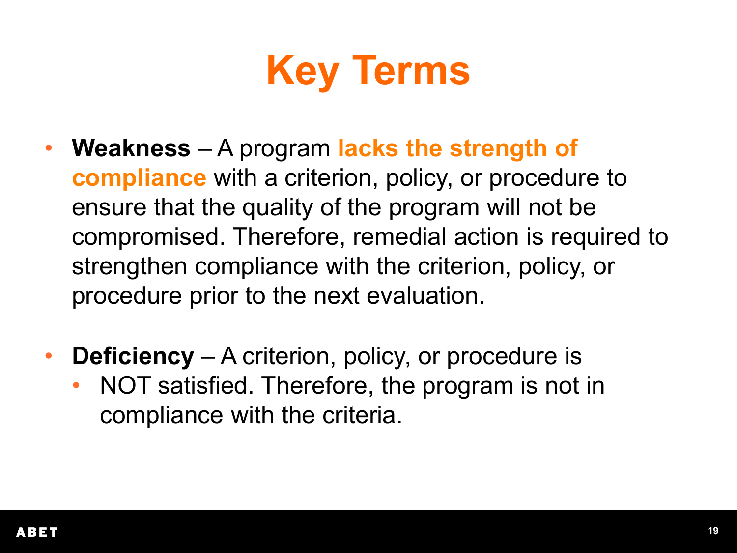# Key Terms

- **Weakness** – A program **lacks the strength of compliance** with a criterion, policy, or procedure to ensure that the quality of the program will not be compromised. Therefore, remedial action is required to strengthen compliance with the criterion, policy, or procedure prior to the next evaluation.

- **Deficiency** – A criterion, policy, or procedure is
  - NOT satisfied. Therefore, the program is not in compliance with the criteria.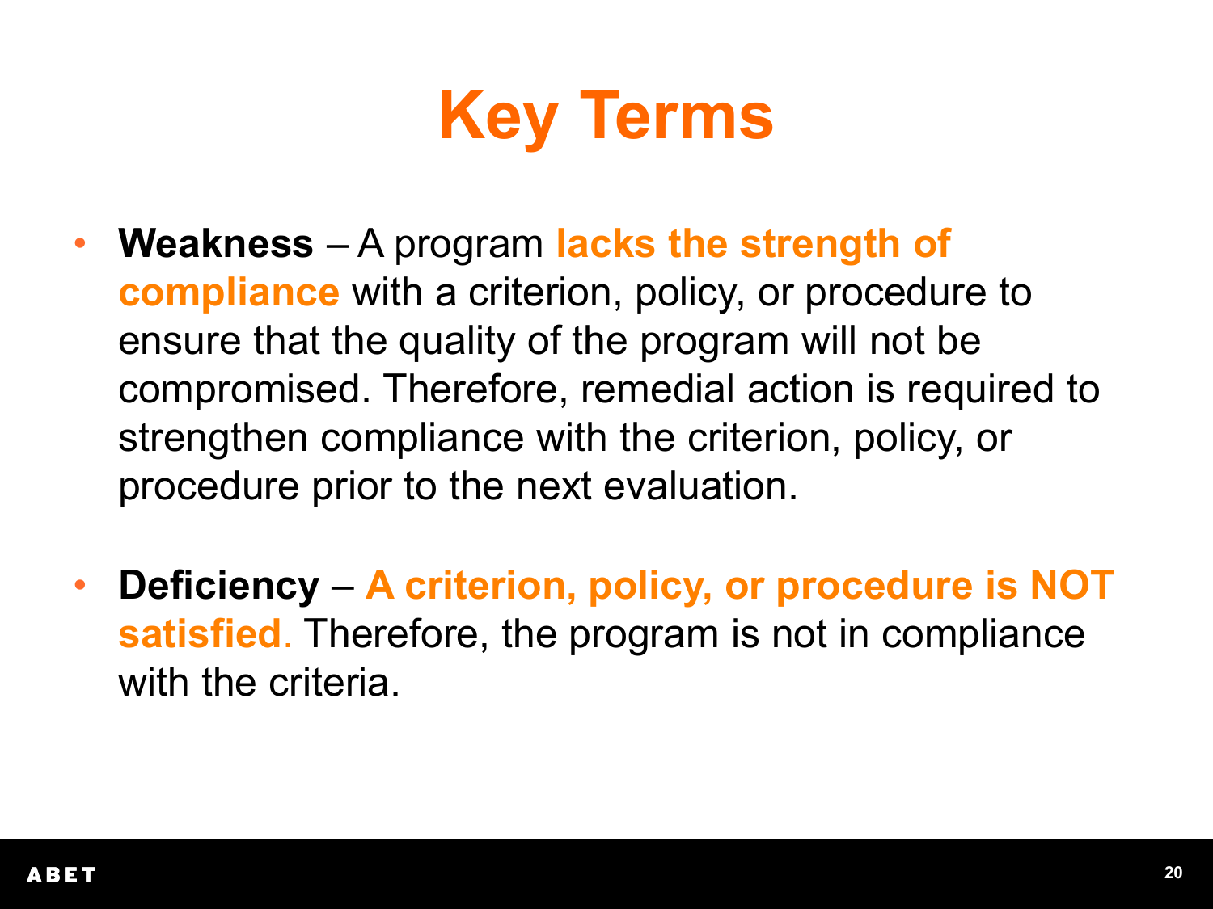# Key Terms

- **Weakness** – A program **lacks the strength of compliance** with a criterion, policy, or procedure to ensure that the quality of the program will not be compromised. Therefore, remedial action is required to strengthen compliance with the criterion, policy, or procedure prior to the next evaluation.

- **Deficiency** – **A criterion, policy, or procedure is NOT satisfied**. Therefore, the program is not in compliance with the criteria.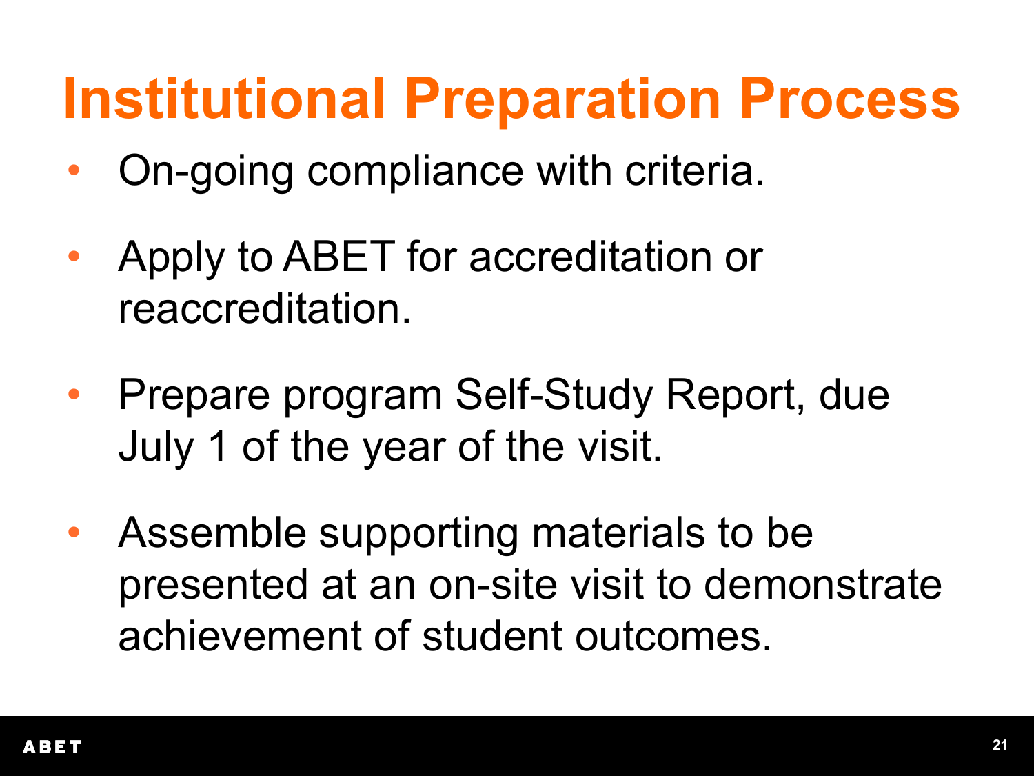# Institutional Preparation Process

- On-going compliance with criteria.
- Apply to ABET for accreditation or reaccreditation.
- Prepare program Self-Study Report, due July 1 of the year of the visit.
- Assemble supporting materials to be presented at an on-site visit to demonstrate achievement of student outcomes.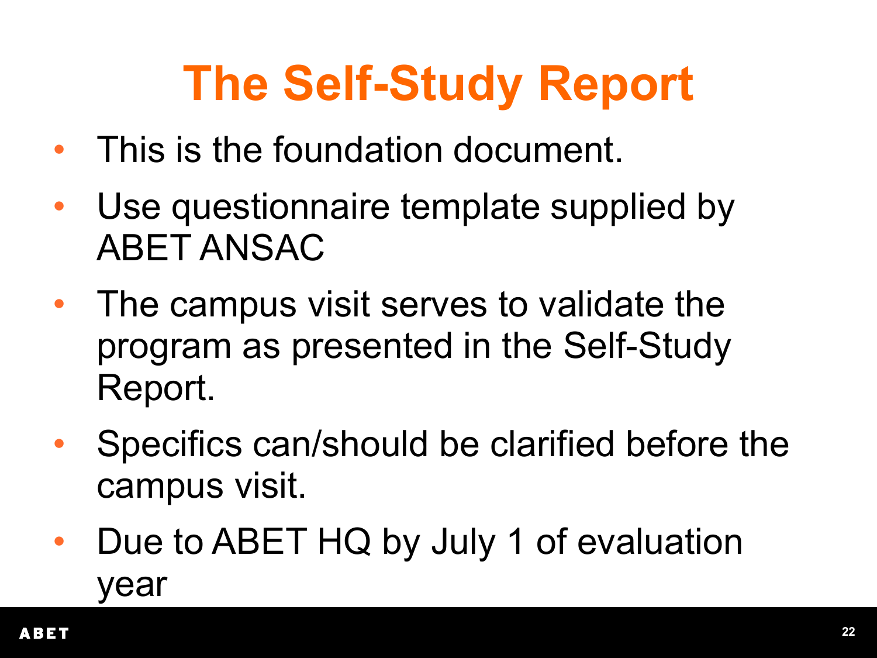# The Self-Study Report

- This is the foundation document.
- Use questionnaire template supplied by ABET ANSAC
- The campus visit serves to validate the program as presented in the Self-Study Report.
- Specifics can/should be clarified before the campus visit.
- Due to ABET HQ by July 1 of evaluation year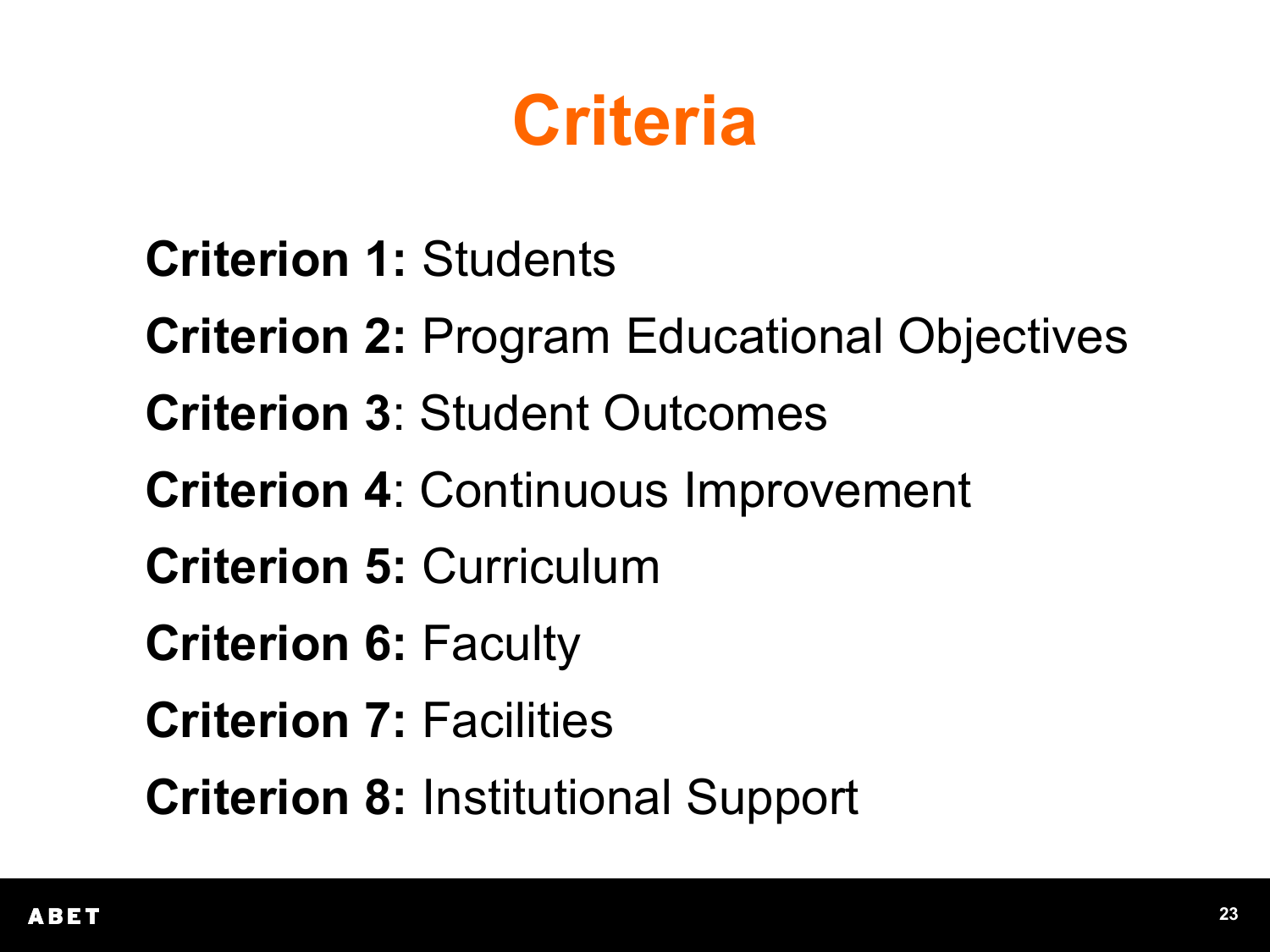# Criteria

**Criterion 1:** Students

**Criterion 2:** Program Educational Objectives

**Criterion 3**: Student Outcomes

**Criterion 4**: Continuous Improvement

**Criterion 5:** Curriculum

**Criterion 6:** Faculty

**Criterion 7:** Facilities

**Criterion 8:** Institutional Support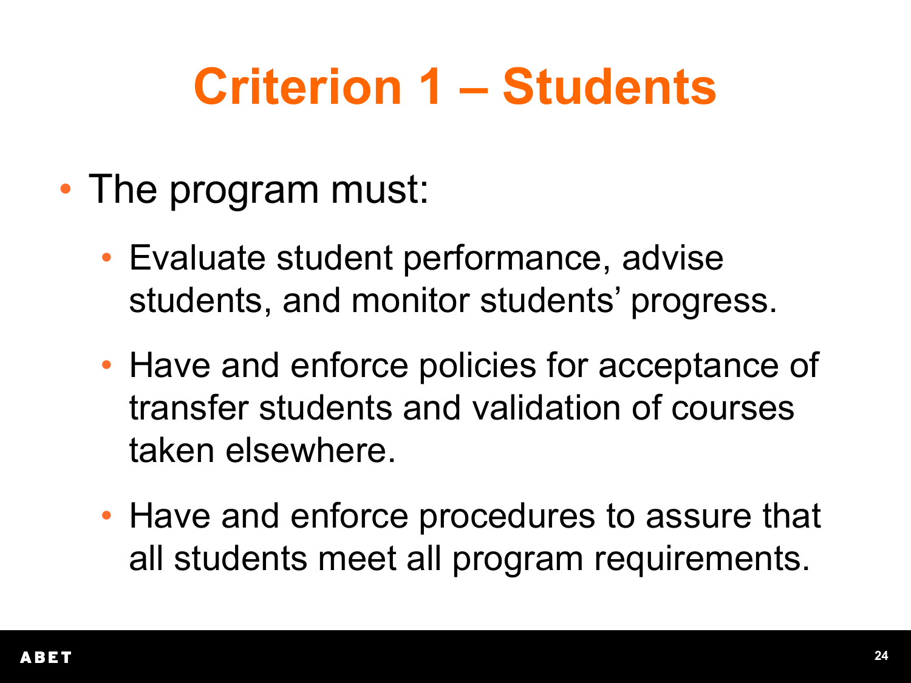# Criterion 1 – Students

- The program must:
  - Evaluate student performance, advise students, and monitor students' progress.
  - Have and enforce policies for acceptance of transfer students and validation of courses taken elsewhere.
  - Have and enforce procedures to assure that all students meet all program requirements.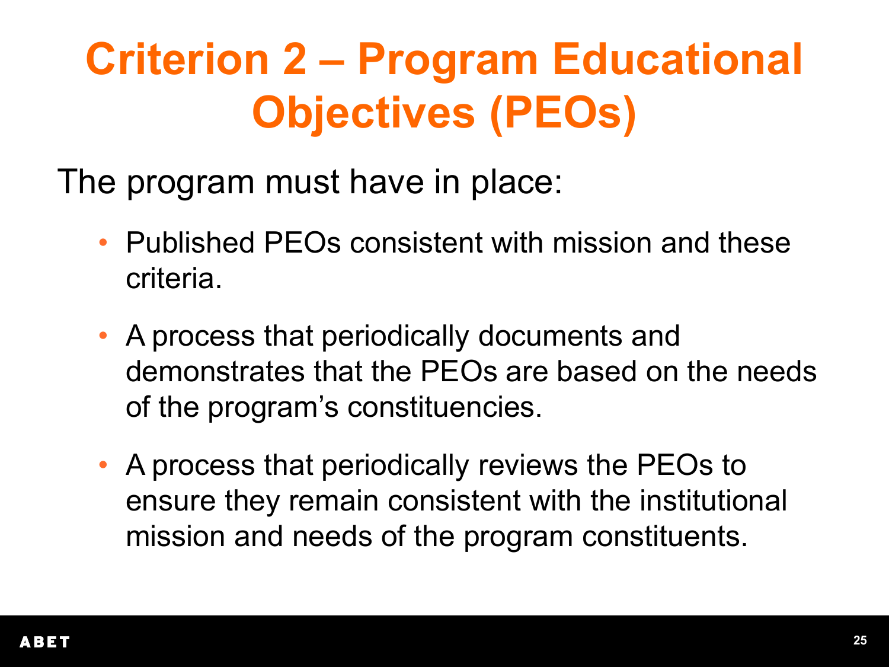# Criterion 2 – Program Educational Objectives (PEOs)

The program must have in place:

- Published PEOs consistent with mission and these criteria.
- A process that periodically documents and demonstrates that the PEOs are based on the needs of the program's constituencies.
- A process that periodically reviews the PEOs to ensure they remain consistent with the institutional mission and needs of the program constituents.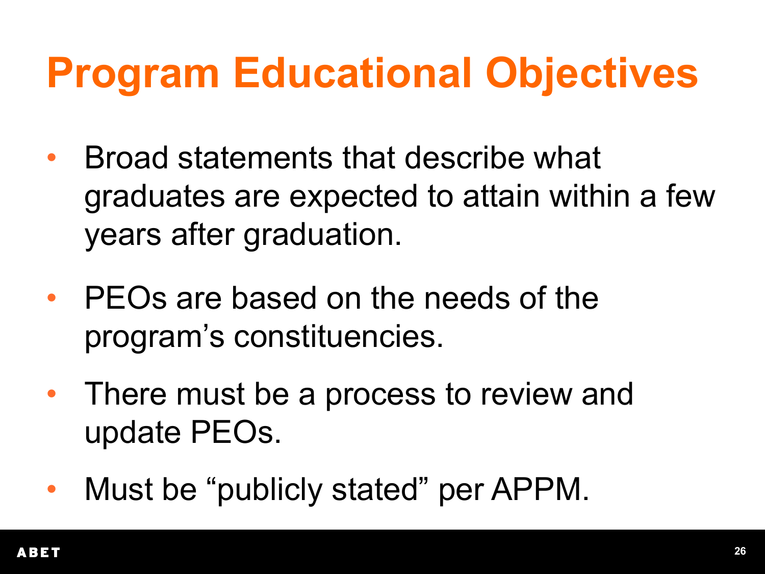# Program Educational Objectives

- Broad statements that describe what graduates are expected to attain within a few years after graduation.
- PEOs are based on the needs of the program's constituencies.
- There must be a process to review and update PEOs.
- Must be "publicly stated" per APPM.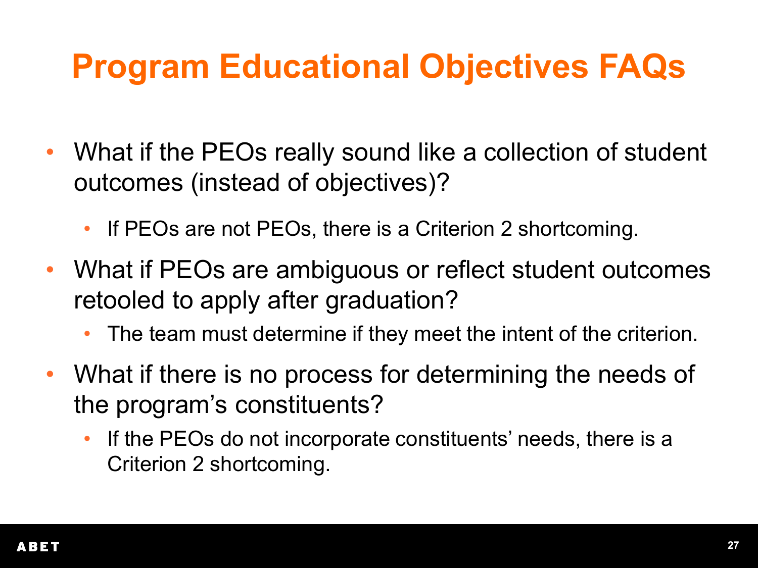# Program Educational Objectives FAQs

- What if the PEOs really sound like a collection of student outcomes (instead of objectives)?
  - If PEOs are not PEOs, there is a Criterion 2 shortcoming.
- What if PEOs are ambiguous or reflect student outcomes retooled to apply after graduation?
  - The team must determine if they meet the intent of the criterion.
- What if there is no process for determining the needs of the program's constituents?
  - If the PEOs do not incorporate constituents' needs, there is a Criterion 2 shortcoming.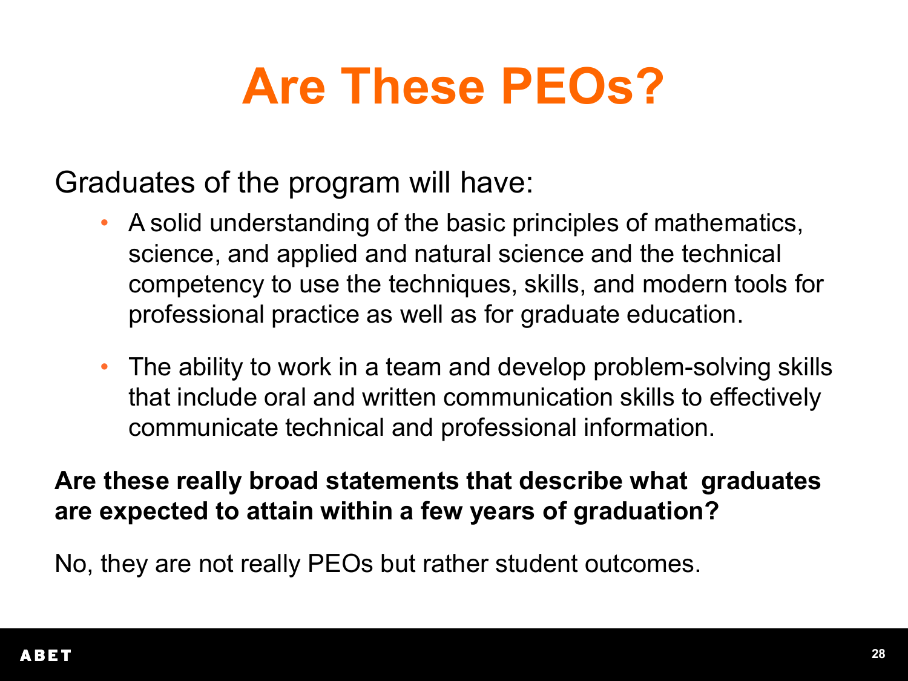# Are These PEOs?

Graduates of the program will have:

- A solid understanding of the basic principles of mathematics, science, and applied and natural science and the technical competency to use the techniques, skills, and modern tools for professional practice as well as for graduate education.
- The ability to work in a team and develop problem-solving skills that include oral and written communication skills to effectively communicate technical and professional information.

**Are these really broad statements that describe what graduates are expected to attain within a few years of graduation?**

No, they are not really PEOs but rather student outcomes.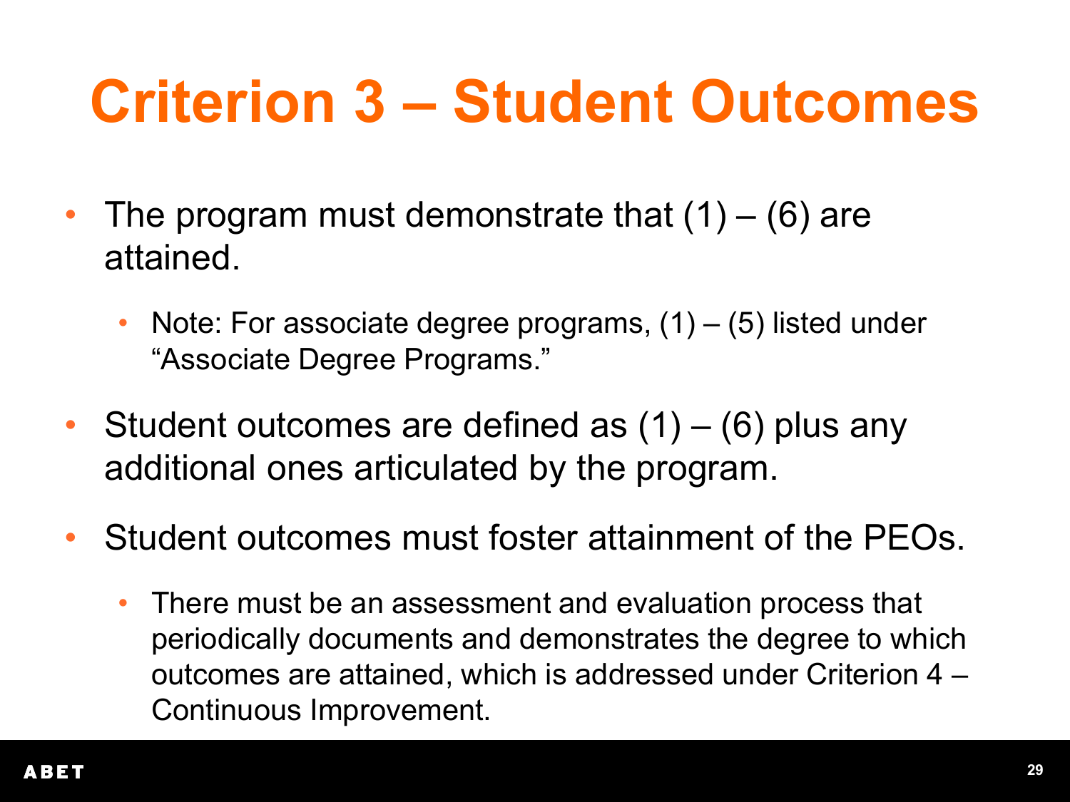# Criterion 3 – Student Outcomes

- The program must demonstrate that (1) – (6) are attained.
  - Note: For associate degree programs, (1) – (5) listed under "Associate Degree Programs."
- Student outcomes are defined as (1) – (6) plus any additional ones articulated by the program.
- Student outcomes must foster attainment of the PEOs.
  - There must be an assessment and evaluation process that periodically documents and demonstrates the degree to which outcomes are attained, which is addressed under Criterion 4 – Continuous Improvement.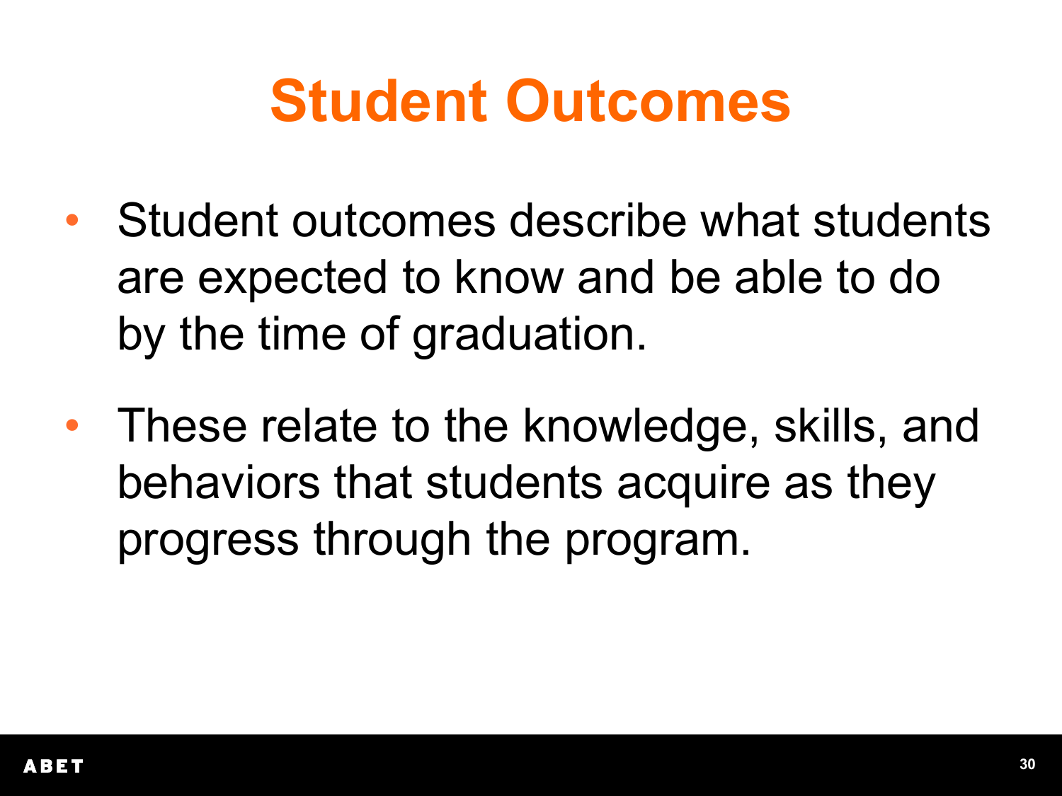# Student Outcomes

- Student outcomes describe what students are expected to know and be able to do by the time of graduation.
- These relate to the knowledge, skills, and behaviors that students acquire as they progress through the program.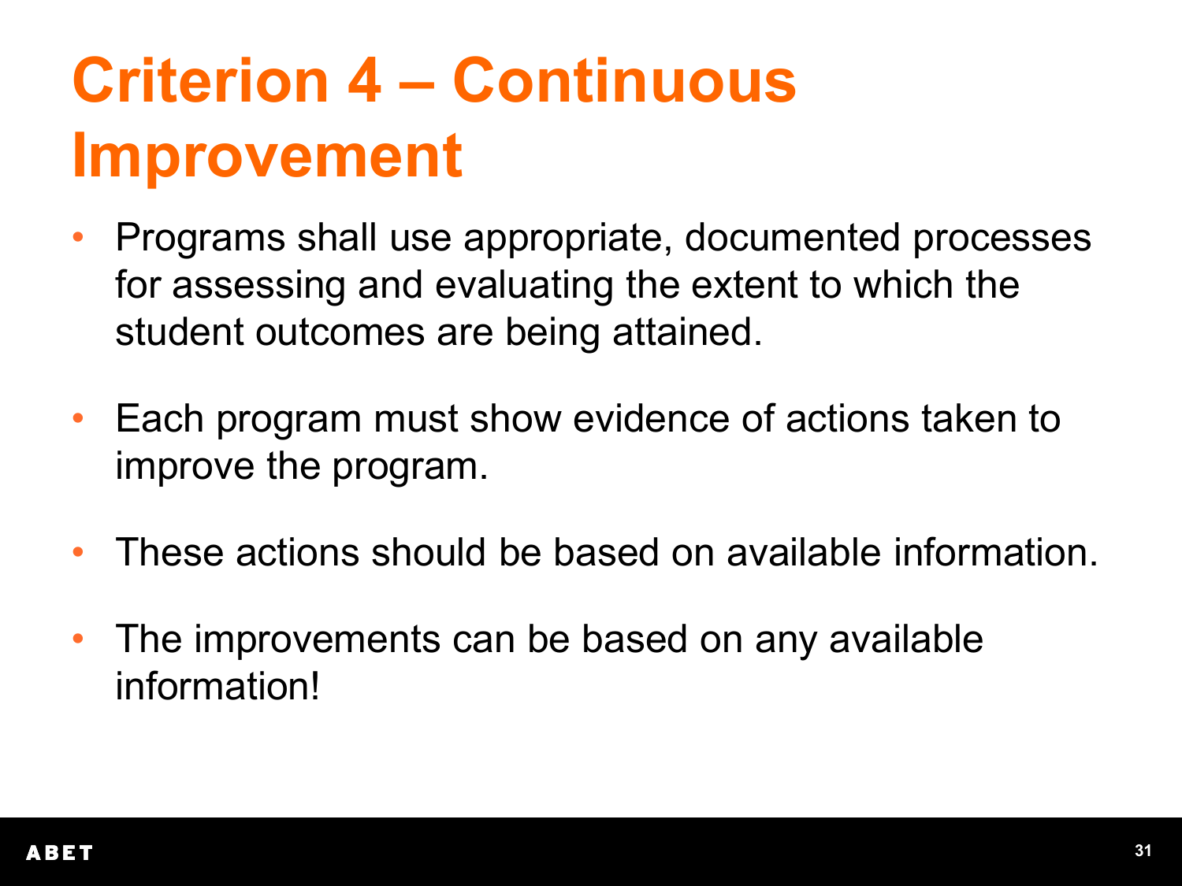# Criterion 4 – Continuous Improvement

- Programs shall use appropriate, documented processes for assessing and evaluating the extent to which the student outcomes are being attained.
- Each program must show evidence of actions taken to improve the program.
- These actions should be based on available information.
- The improvements can be based on any available information!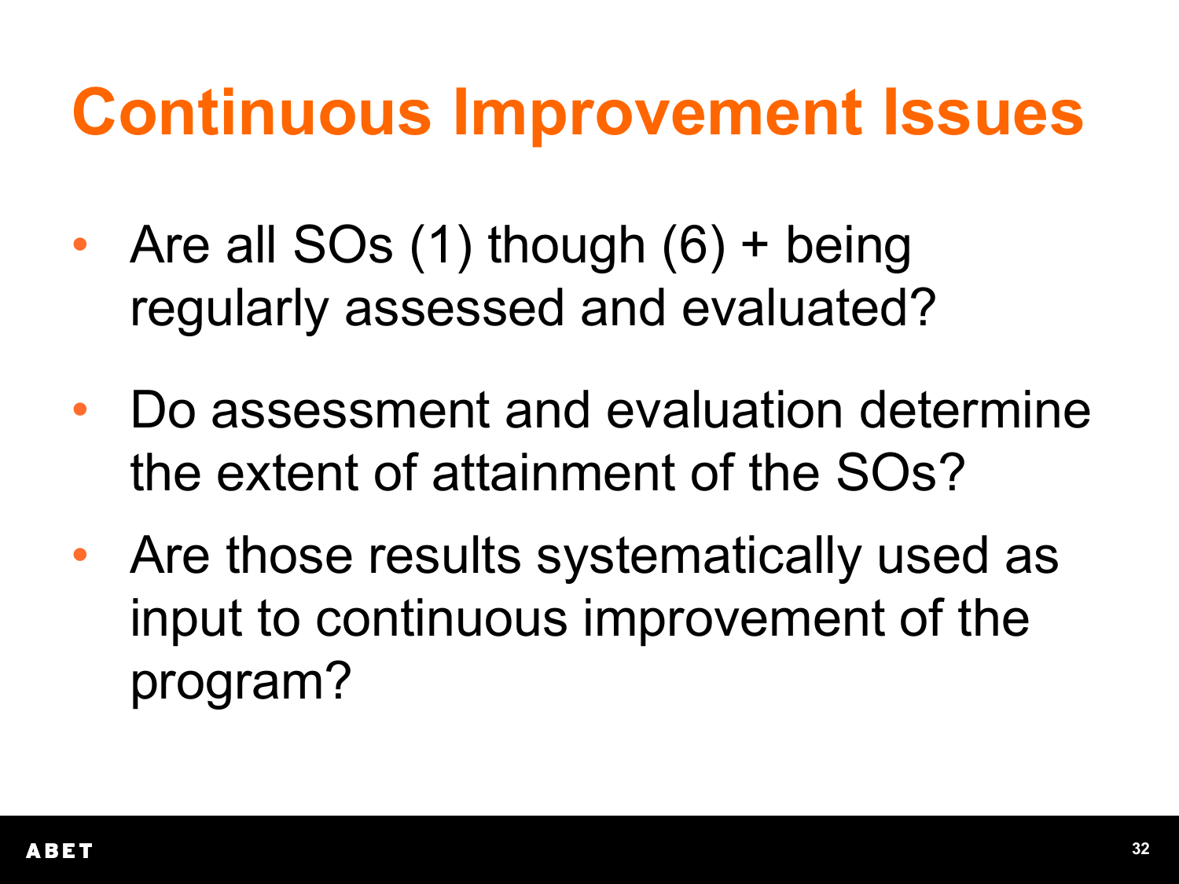# Continuous Improvement Issues

- Are all SOs (1) though (6) + being regularly assessed and evaluated?
- Do assessment and evaluation determine the extent of attainment of the SOs?
- Are those results systematically used as input to continuous improvement of the program?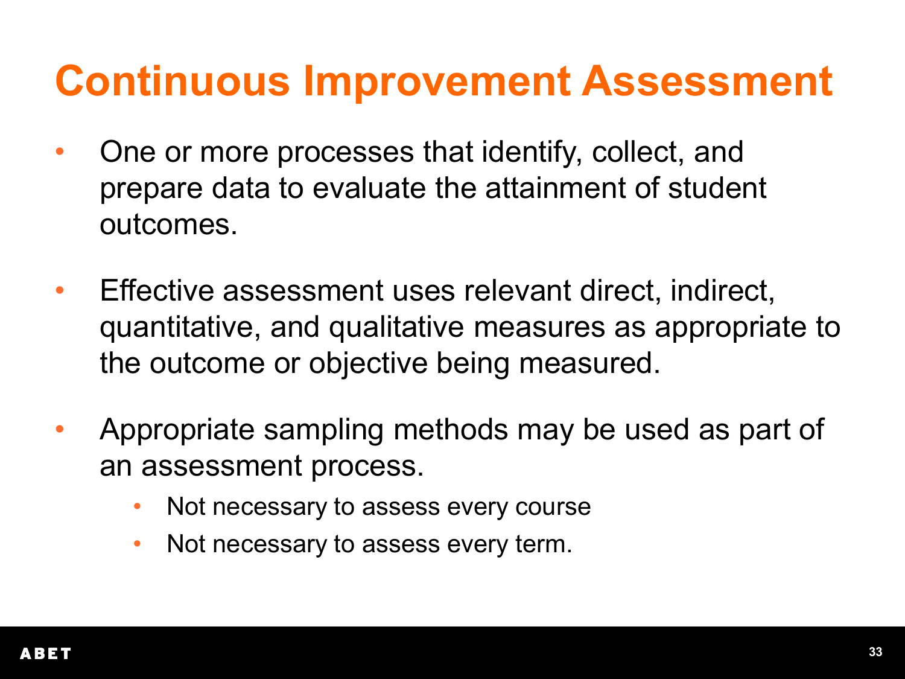# Continuous Improvement Assessment

- One or more processes that identify, collect, and prepare data to evaluate the attainment of student outcomes.
- Effective assessment uses relevant direct, indirect, quantitative, and qualitative measures as appropriate to the outcome or objective being measured.
- Appropriate sampling methods may be used as part of an assessment process.
  - Not necessary to assess every course
  - Not necessary to assess every term.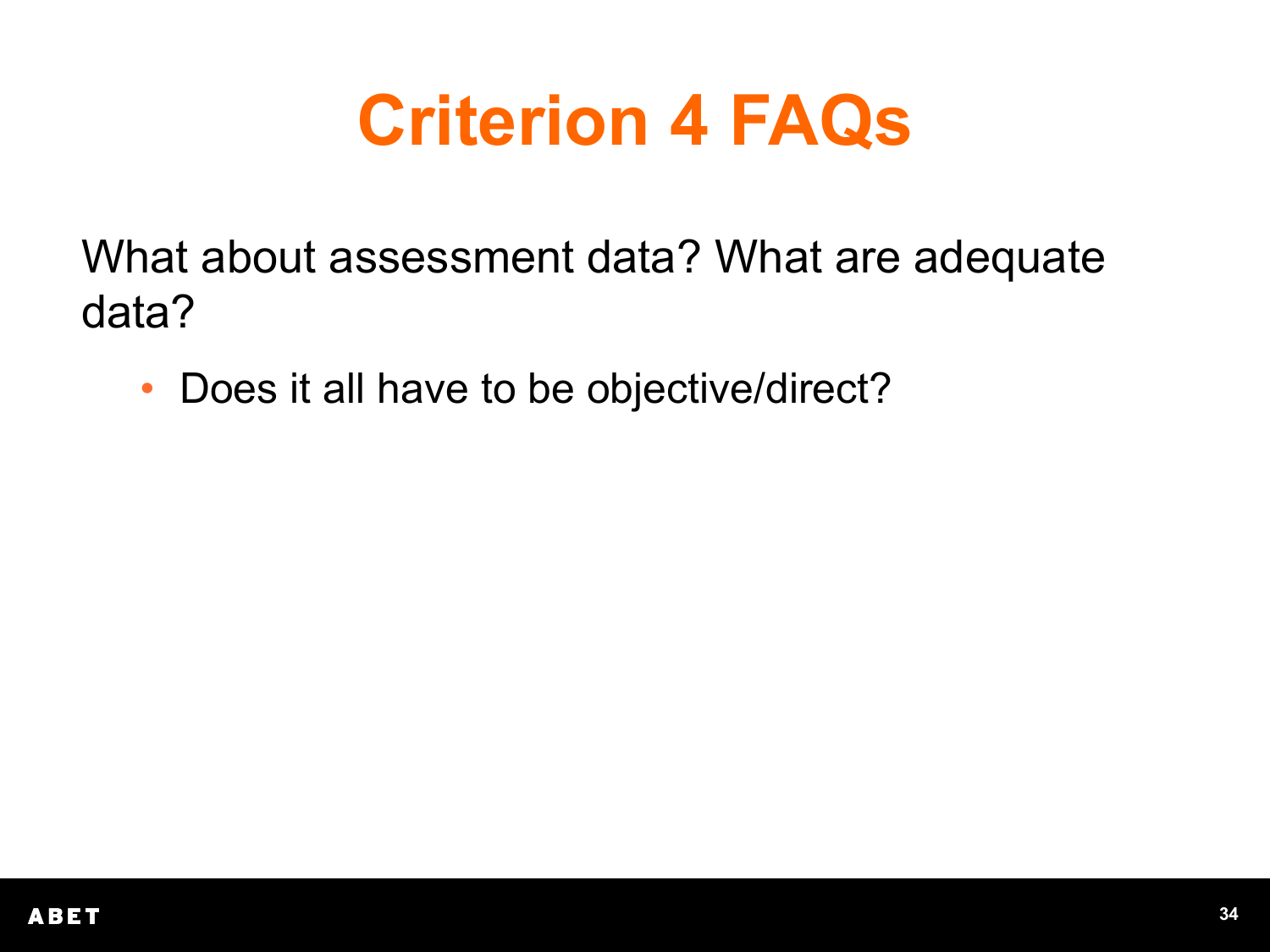# Criterion 4 FAQs

What about assessment data? What are adequate data?

- Does it all have to be objective/direct?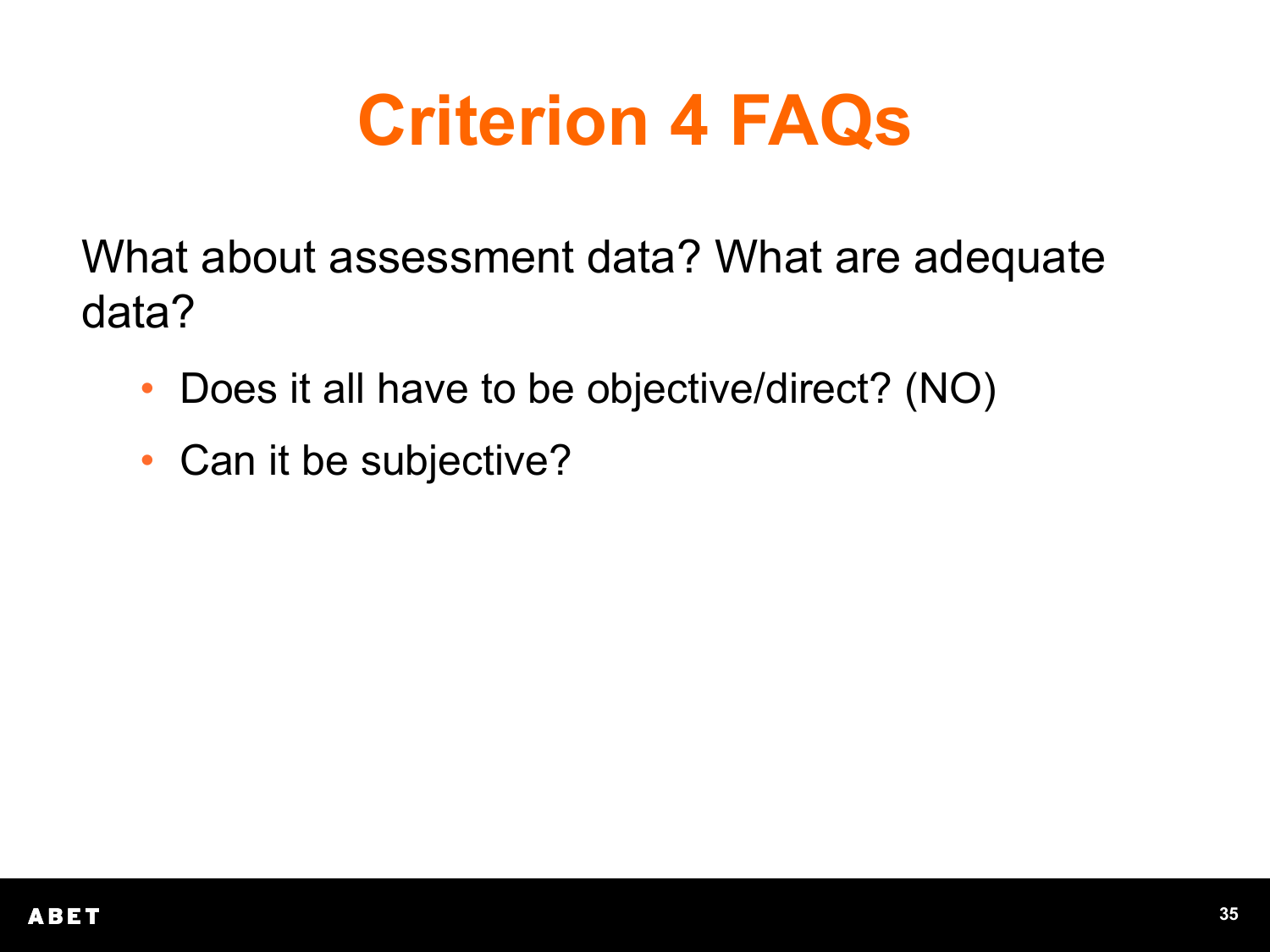# Criterion 4 FAQs

What about assessment data? What are adequate data?

- Does it all have to be objective/direct? (NO)
- Can it be subjective?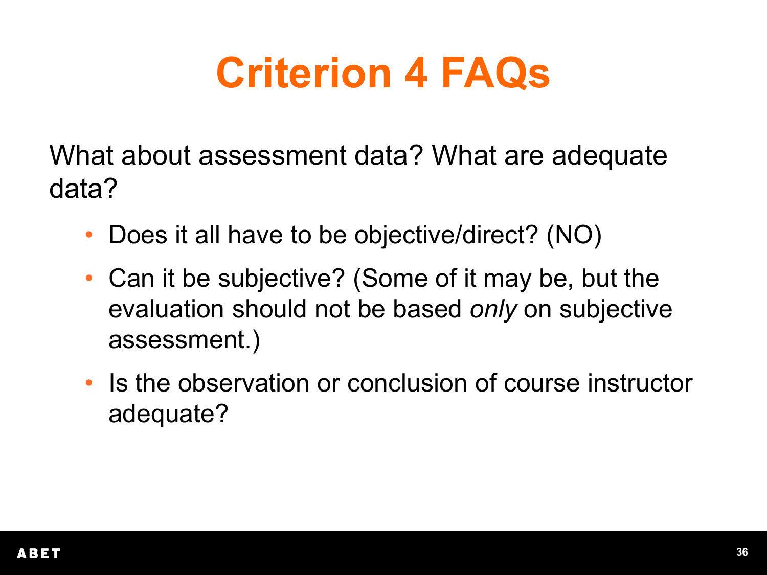# Criterion 4 FAQs

What about assessment data? What are adequate data?

- Does it all have to be objective/direct? (NO)
- Can it be subjective? (Some of it may be, but the evaluation should not be based *only* on subjective assessment.)
- Is the observation or conclusion of course instructor adequate?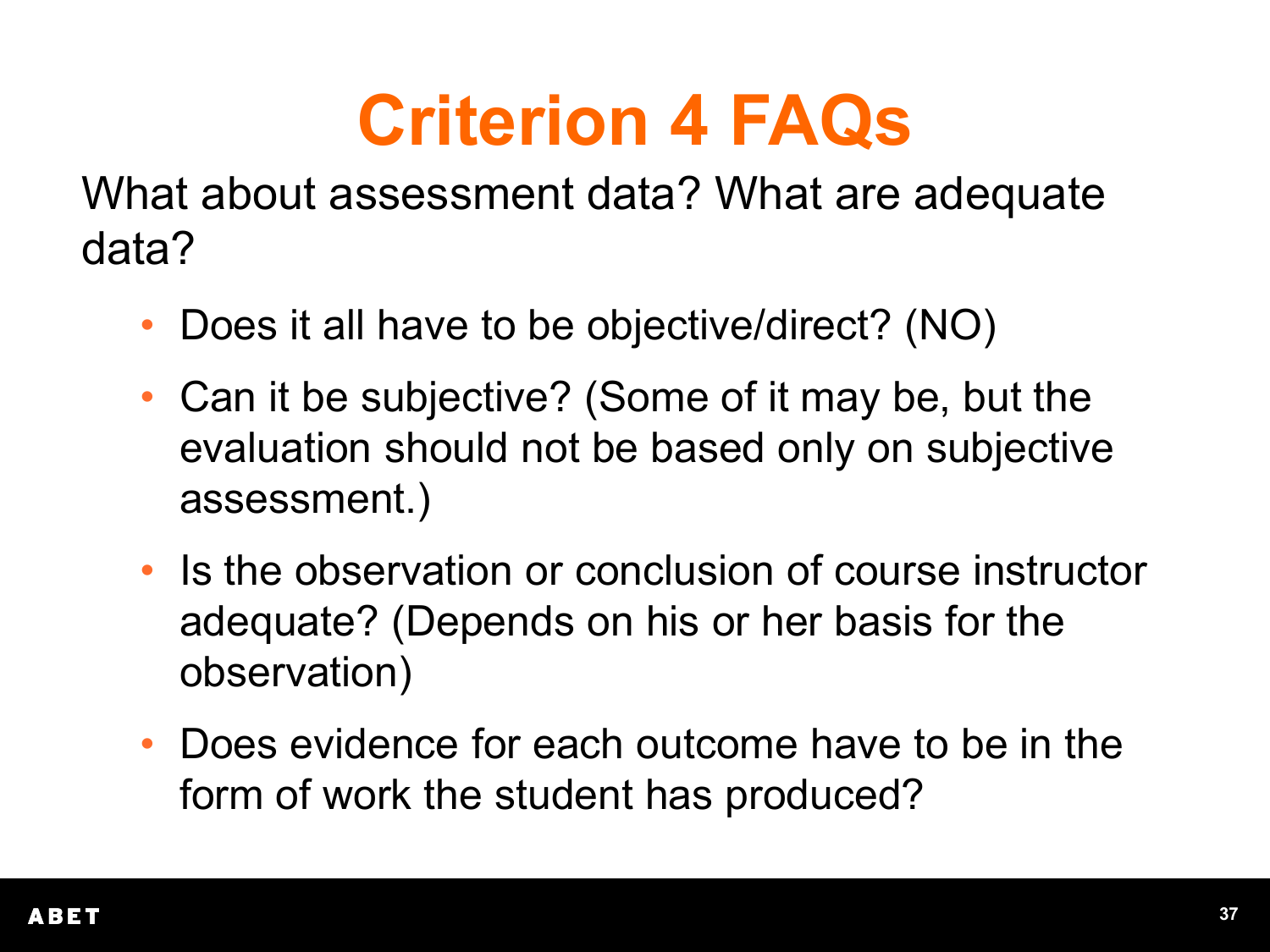# Criterion 4 FAQs

What about assessment data? What are adequate data?

- Does it all have to be objective/direct? (NO)
- Can it be subjective? (Some of it may be, but the evaluation should not be based only on subjective assessment.)
- Is the observation or conclusion of course instructor adequate? (Depends on his or her basis for the observation)
- Does evidence for each outcome have to be in the form of work the student has produced?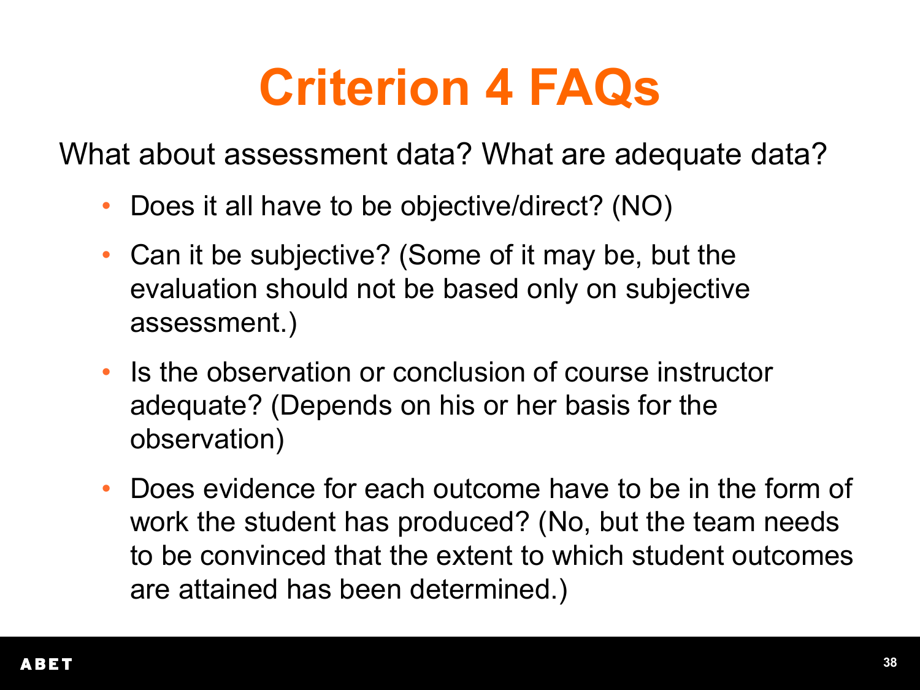# Criterion 4 FAQs

What about assessment data? What are adequate data?

- Does it all have to be objective/direct? (NO)
- Can it be subjective? (Some of it may be, but the evaluation should not be based only on subjective assessment.)
- Is the observation or conclusion of course instructor adequate? (Depends on his or her basis for the observation)
- Does evidence for each outcome have to be in the form of work the student has produced? (No, but the team needs to be convinced that the extent to which student outcomes are attained has been determined.)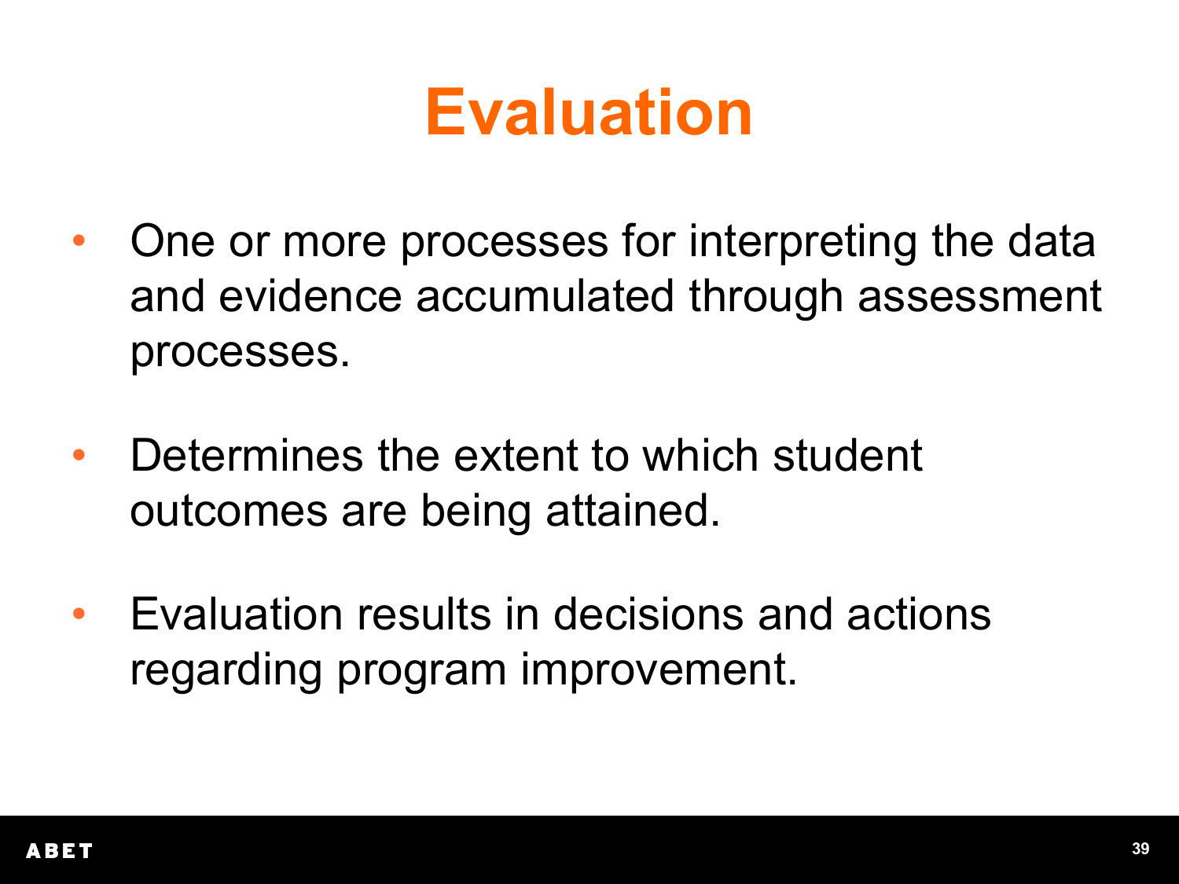# Evaluation

- One or more processes for interpreting the data and evidence accumulated through assessment processes.
- Determines the extent to which student outcomes are being attained.
- Evaluation results in decisions and actions regarding program improvement.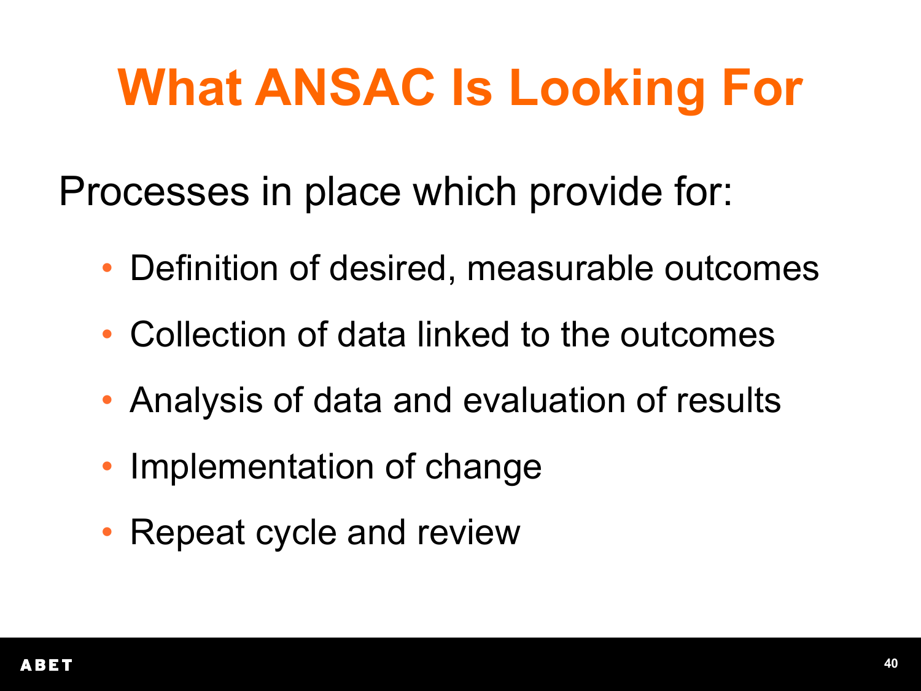# What ANSAC Is Looking For

Processes in place which provide for:

- Definition of desired, measurable outcomes
- Collection of data linked to the outcomes
- Analysis of data and evaluation of results
- Implementation of change
- Repeat cycle and review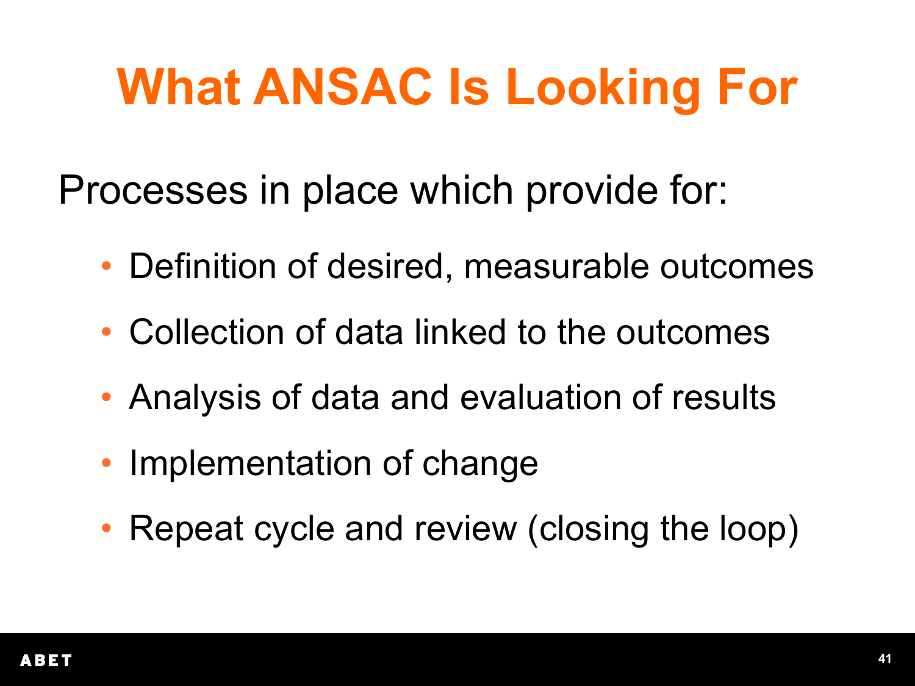# What ANSAC Is Looking For

Processes in place which provide for:

- Definition of desired, measurable outcomes
- Collection of data linked to the outcomes
- Analysis of data and evaluation of results
- Implementation of change
- Repeat cycle and review (closing the loop)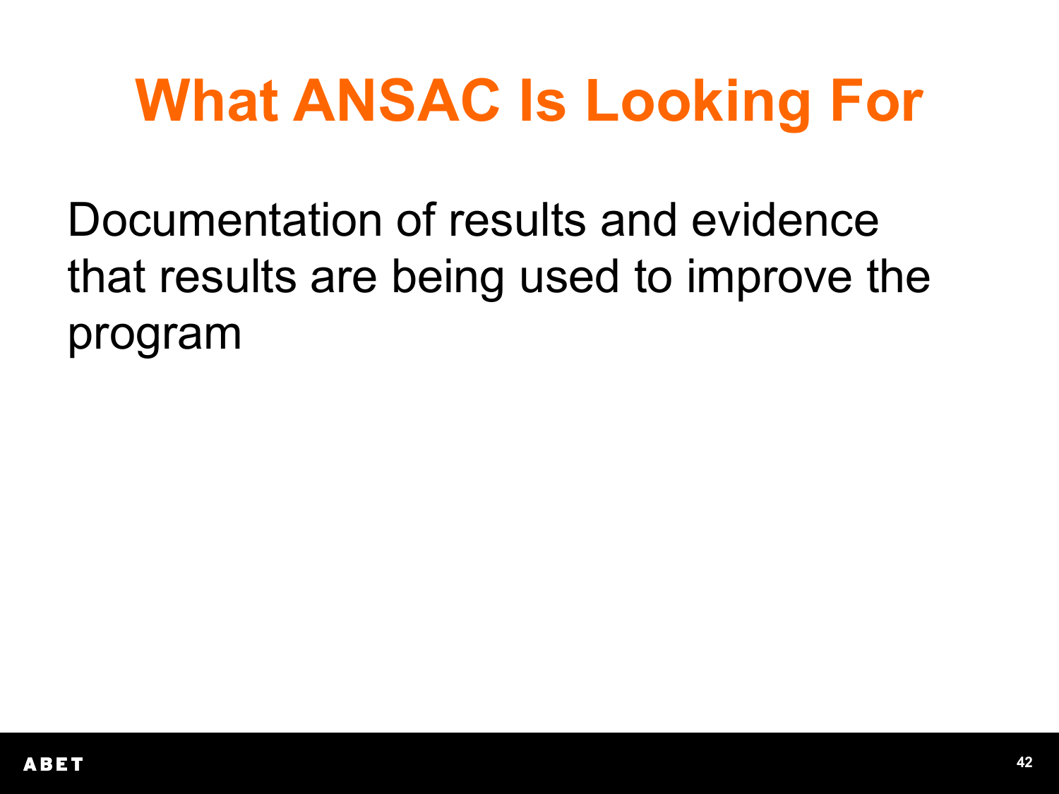# What ANSAC Is Looking For

Documentation of results and evidence that results are being used to improve the program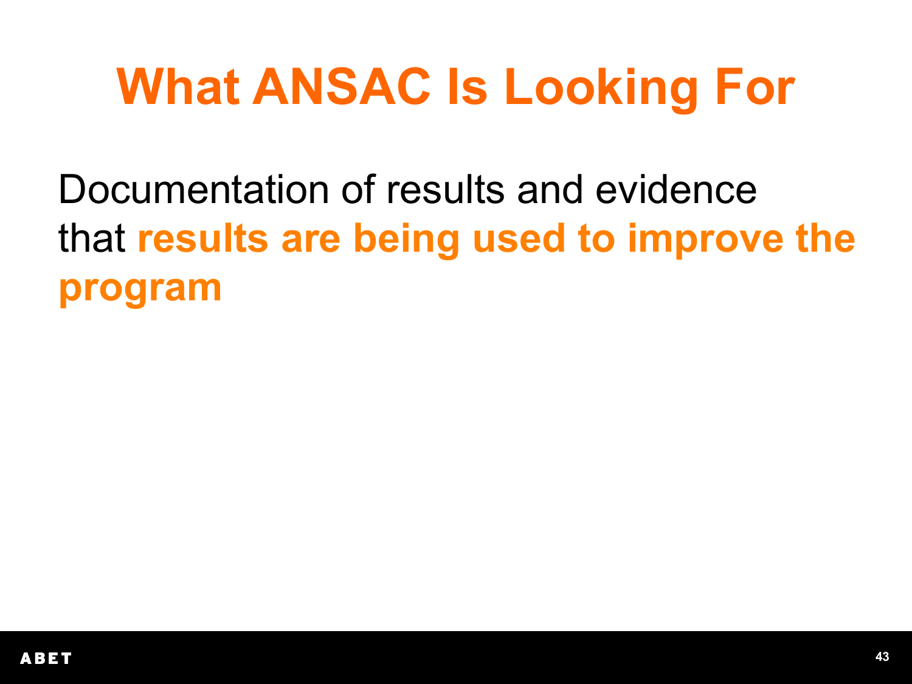# What ANSAC Is Looking For

Documentation of results and evidence that **results are being used to improve the program**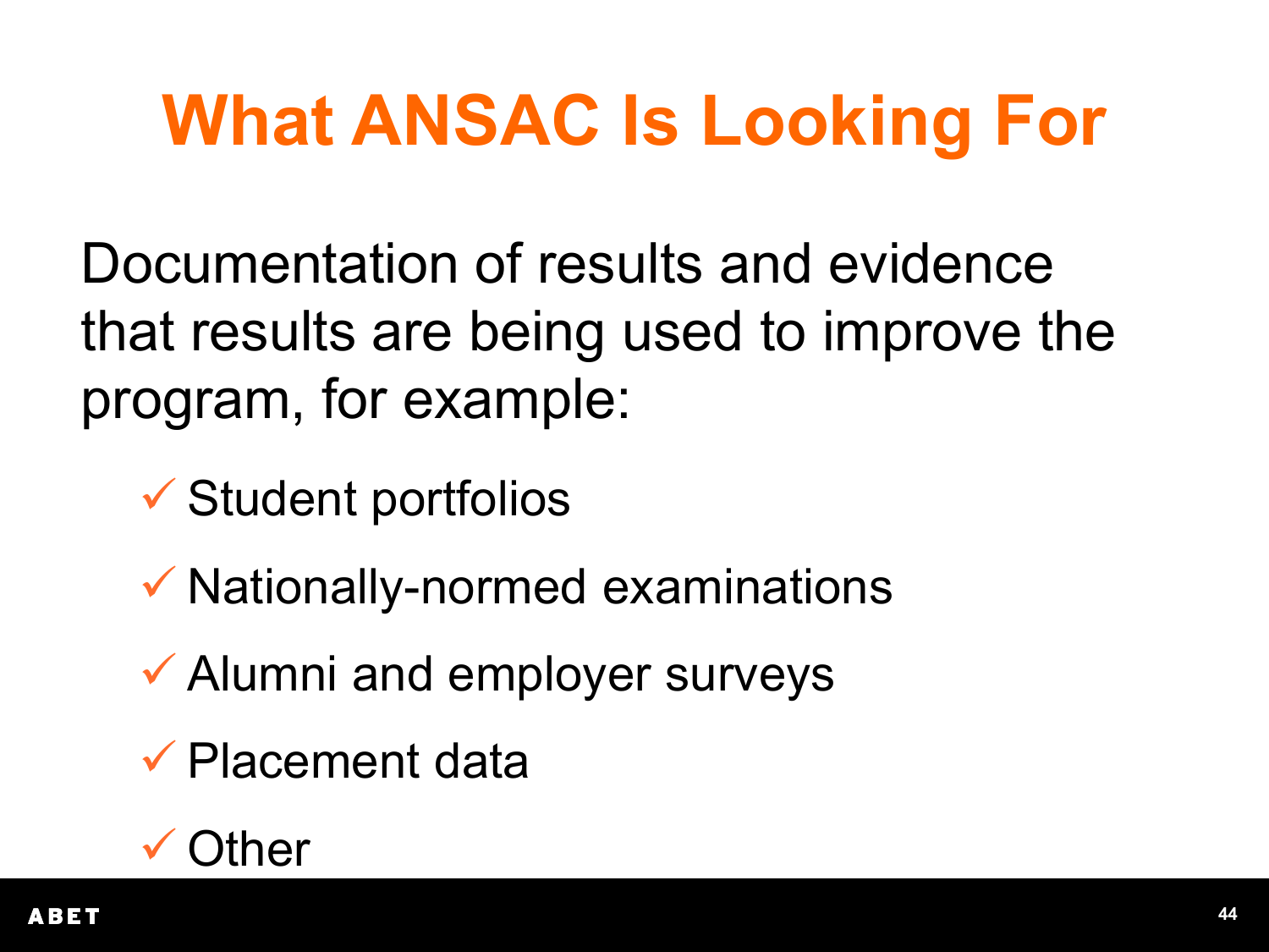# What ANSAC Is Looking For

Documentation of results and evidence that results are being used to improve the program, for example:

- ✓ Student portfolios
- ✓ Nationally-normed examinations
- ✓ Alumni and employer surveys
- ✓ Placement data
- ✓ Other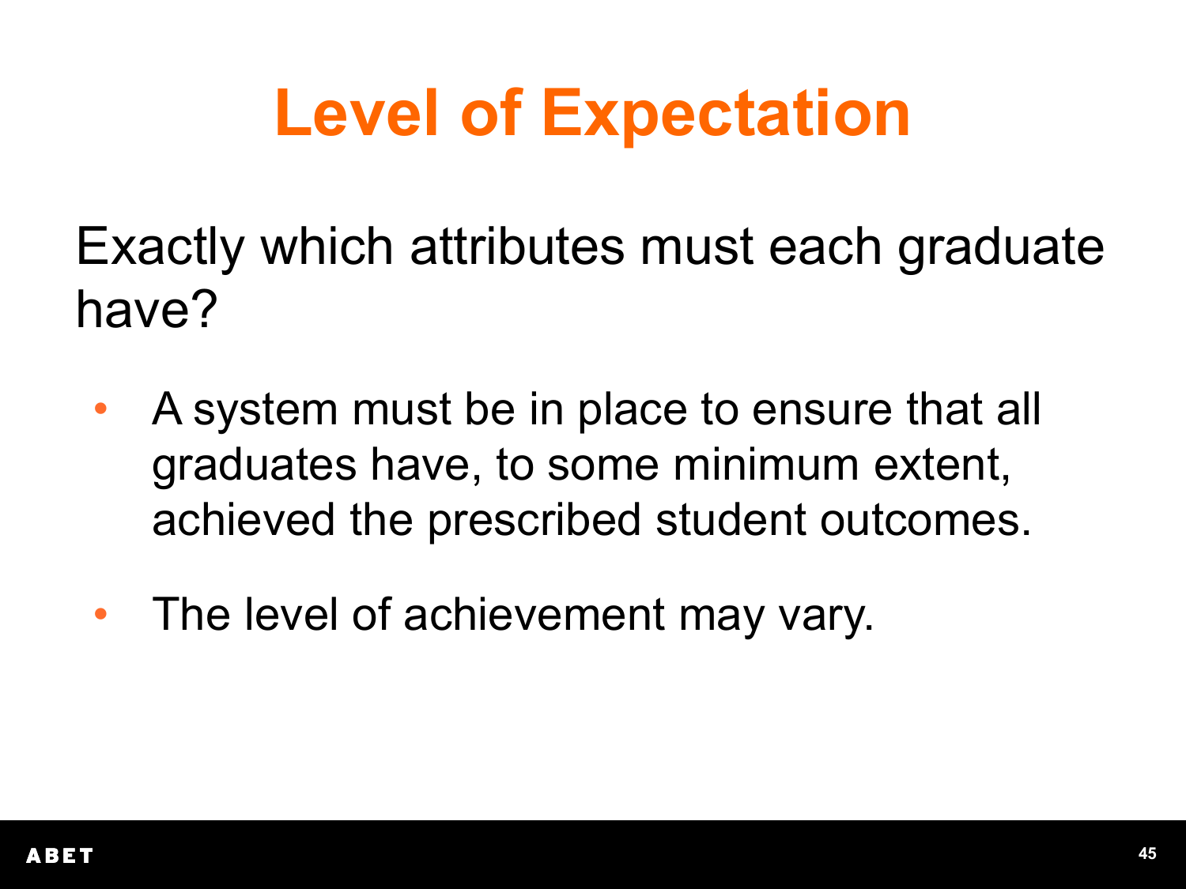# Level of Expectation

Exactly which attributes must each graduate have?

- A system must be in place to ensure that all graduates have, to some minimum extent, achieved the prescribed student outcomes.
- The level of achievement may vary.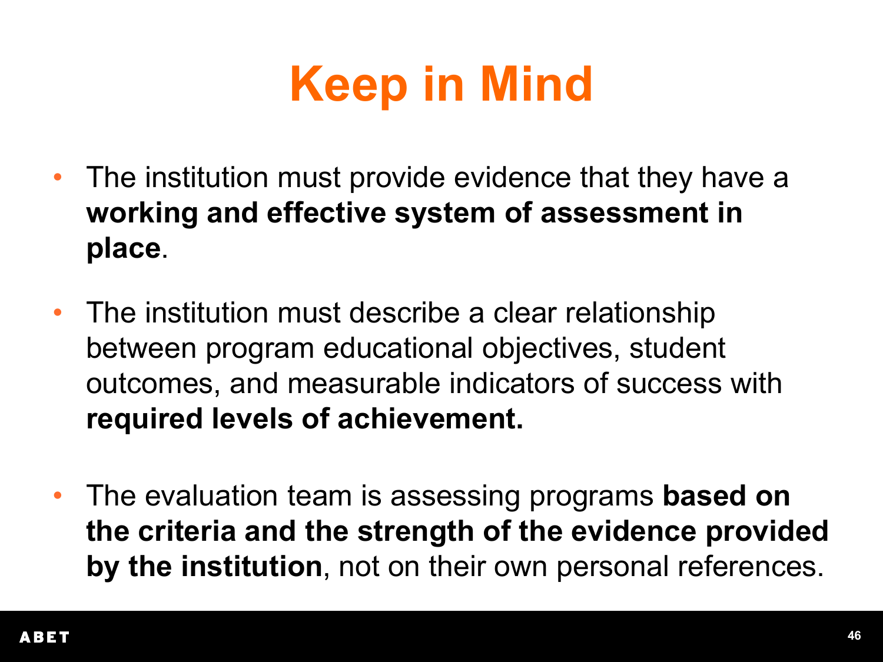# Keep in Mind

- The institution must provide evidence that they have a **working and effective system of assessment in place**.
- The institution must describe a clear relationship between program educational objectives, student outcomes, and measurable indicators of success with **required levels of achievement.**
- The evaluation team is assessing programs **based on the criteria and the strength of the evidence provided by the institution**, not on their own personal references.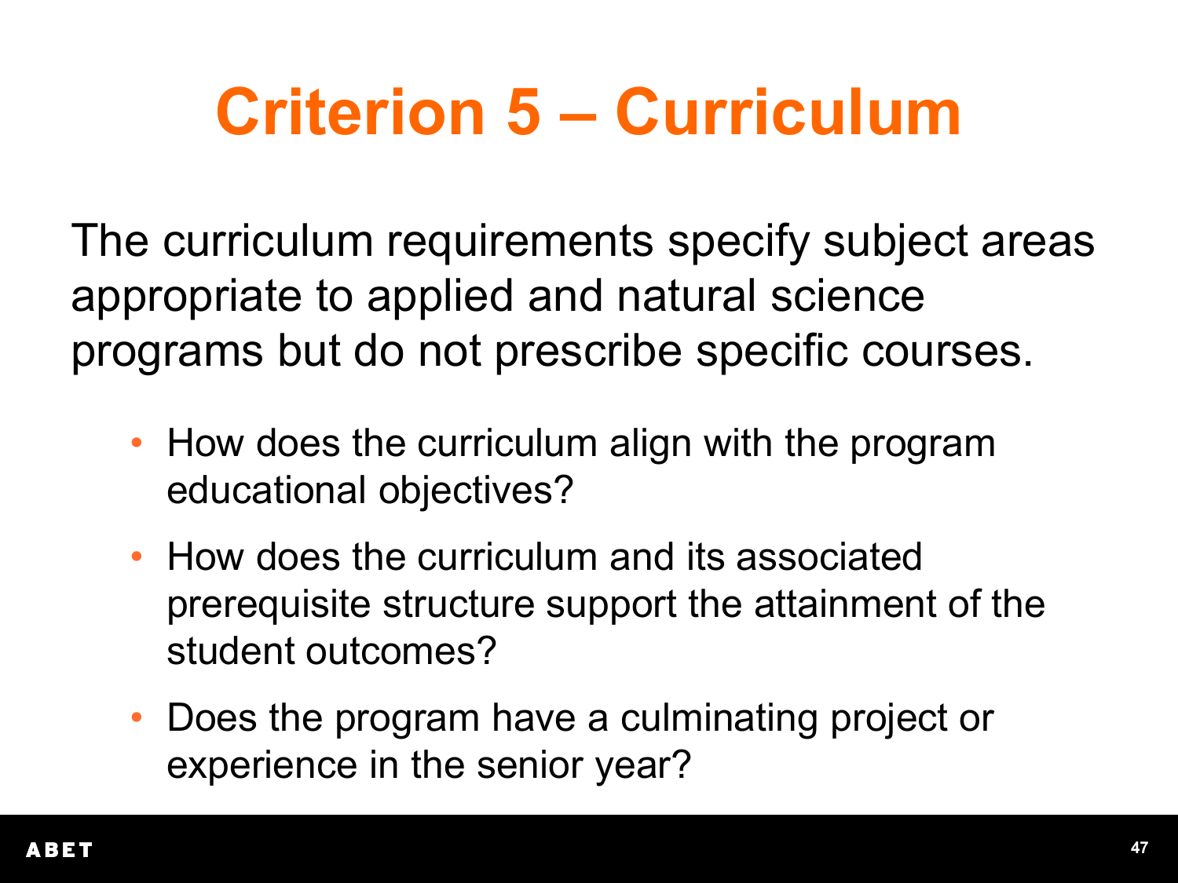# Criterion 5 – Curriculum

The curriculum requirements specify subject areas appropriate to applied and natural science programs but do not prescribe specific courses.

- How does the curriculum align with the program educational objectives?
- How does the curriculum and its associated prerequisite structure support the attainment of the student outcomes?
- Does the program have a culminating project or experience in the senior year?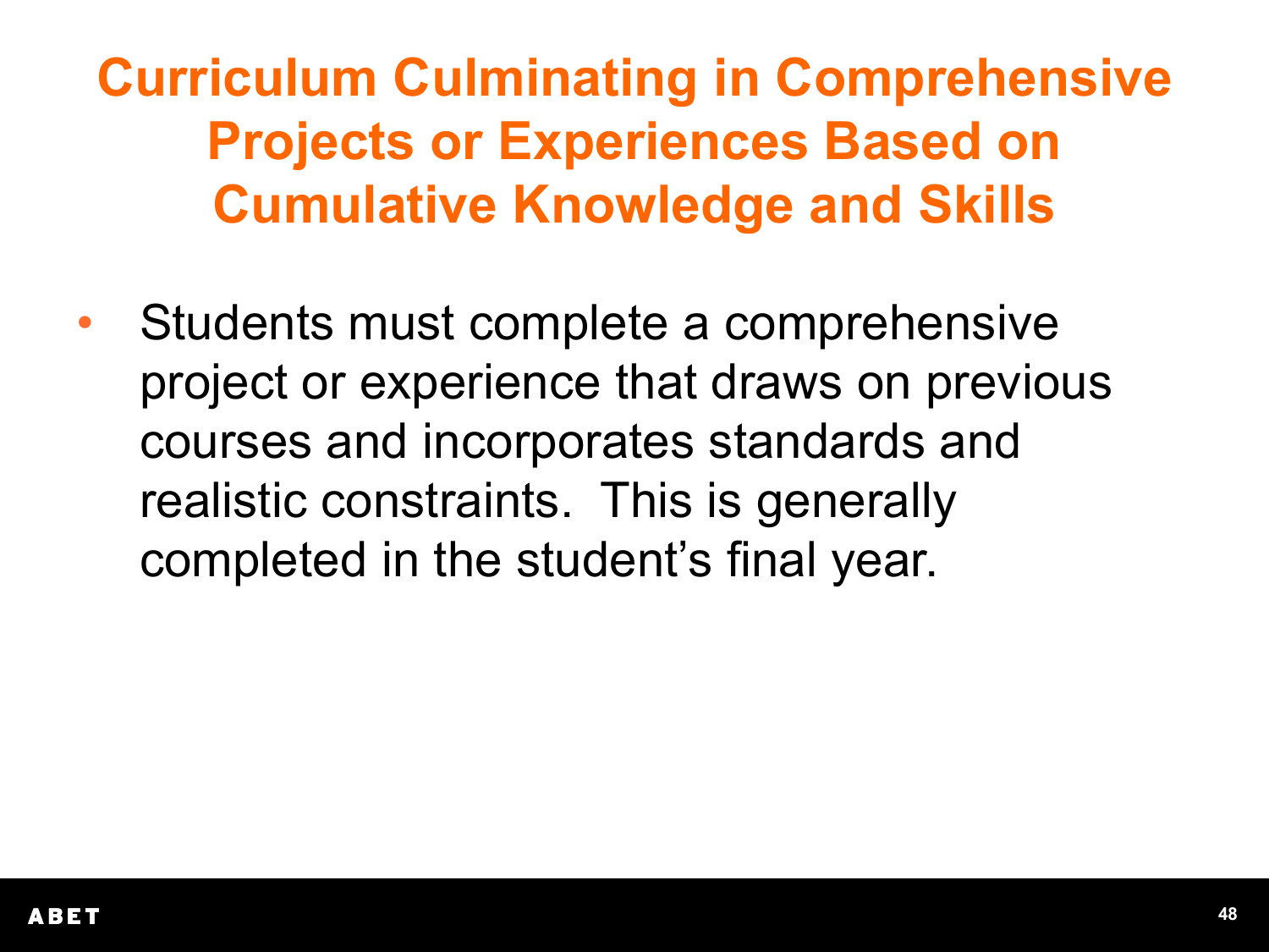# Curriculum Culminating in Comprehensive Projects or Experiences Based on Cumulative Knowledge and Skills

- Students must complete a comprehensive project or experience that draws on previous courses and incorporates standards and realistic constraints. This is generally completed in the student's final year.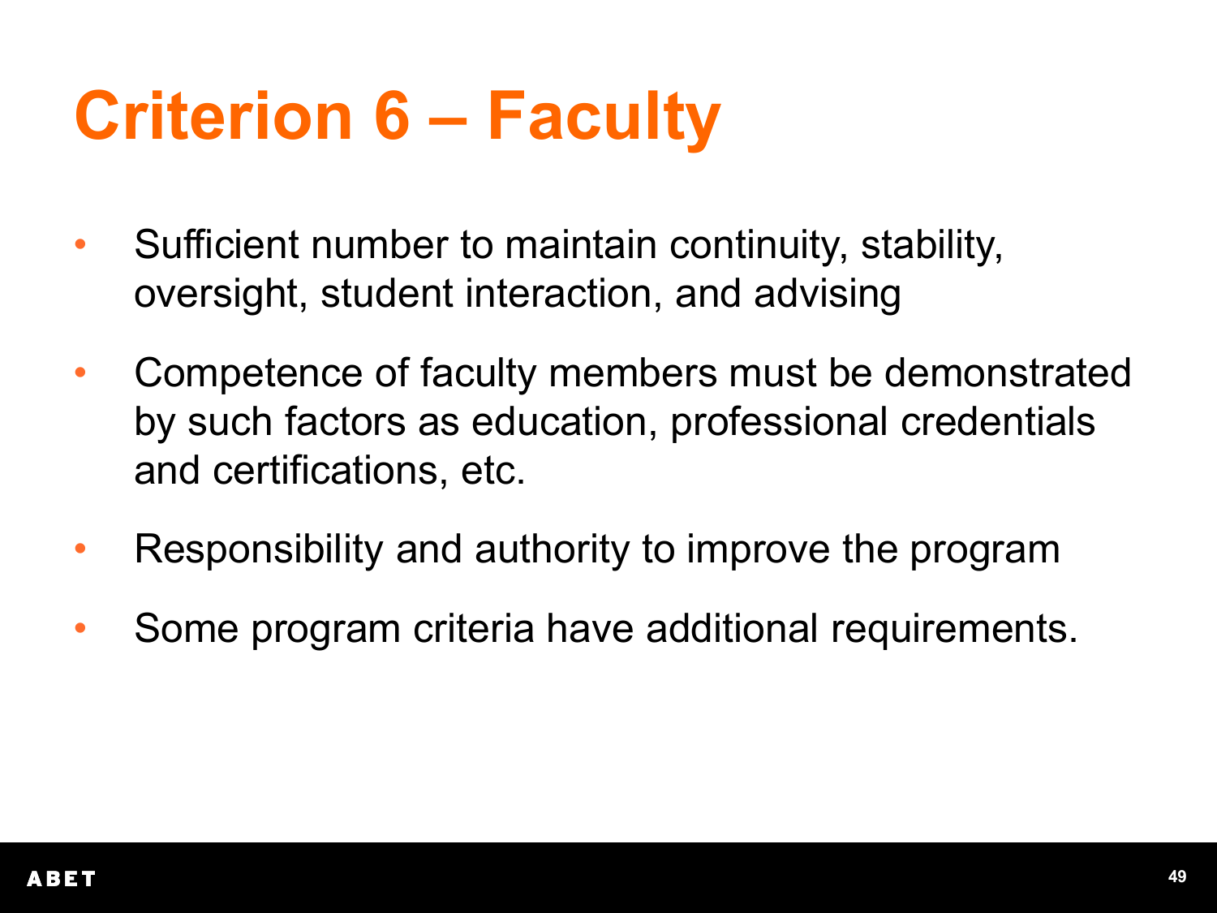# Criterion 6 – Faculty

- Sufficient number to maintain continuity, stability, oversight, student interaction, and advising
- Competence of faculty members must be demonstrated by such factors as education, professional credentials and certifications, etc.
- Responsibility and authority to improve the program
- Some program criteria have additional requirements.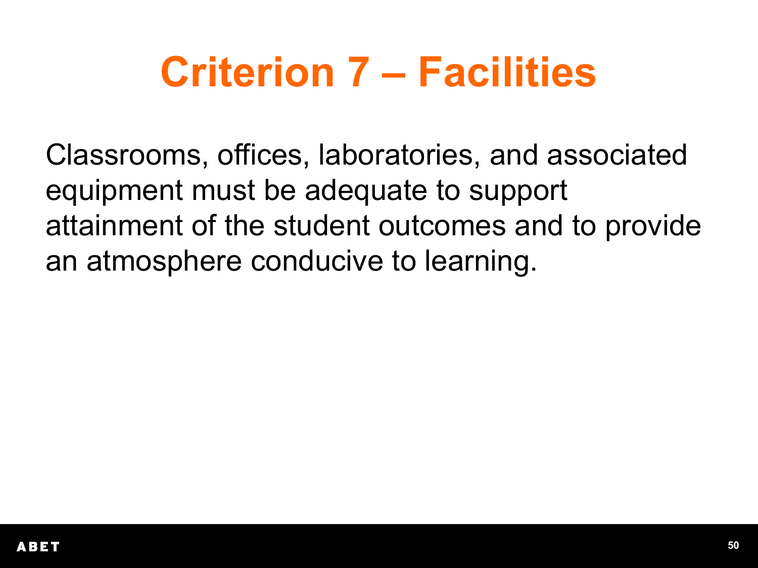# Criterion 7 – Facilities

Classrooms, offices, laboratories, and associated equipment must be adequate to support attainment of the student outcomes and to provide an atmosphere conducive to learning.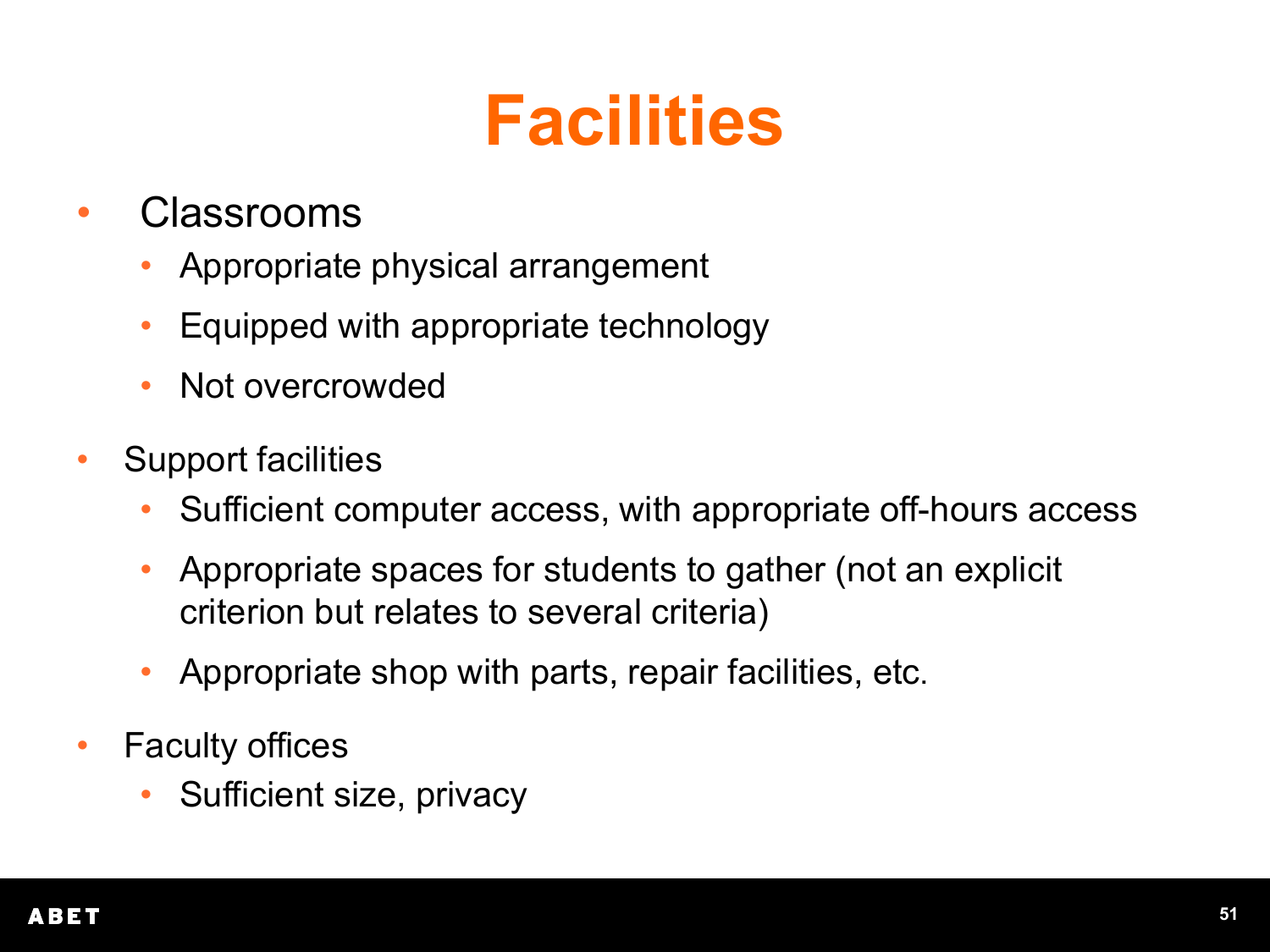# Facilities

- Classrooms
  - Appropriate physical arrangement
  - Equipped with appropriate technology
  - Not overcrowded
- Support facilities
  - Sufficient computer access, with appropriate off-hours access
  - Appropriate spaces for students to gather (not an explicit criterion but relates to several criteria)
  - Appropriate shop with parts, repair facilities, etc.
- Faculty offices
  - Sufficient size, privacy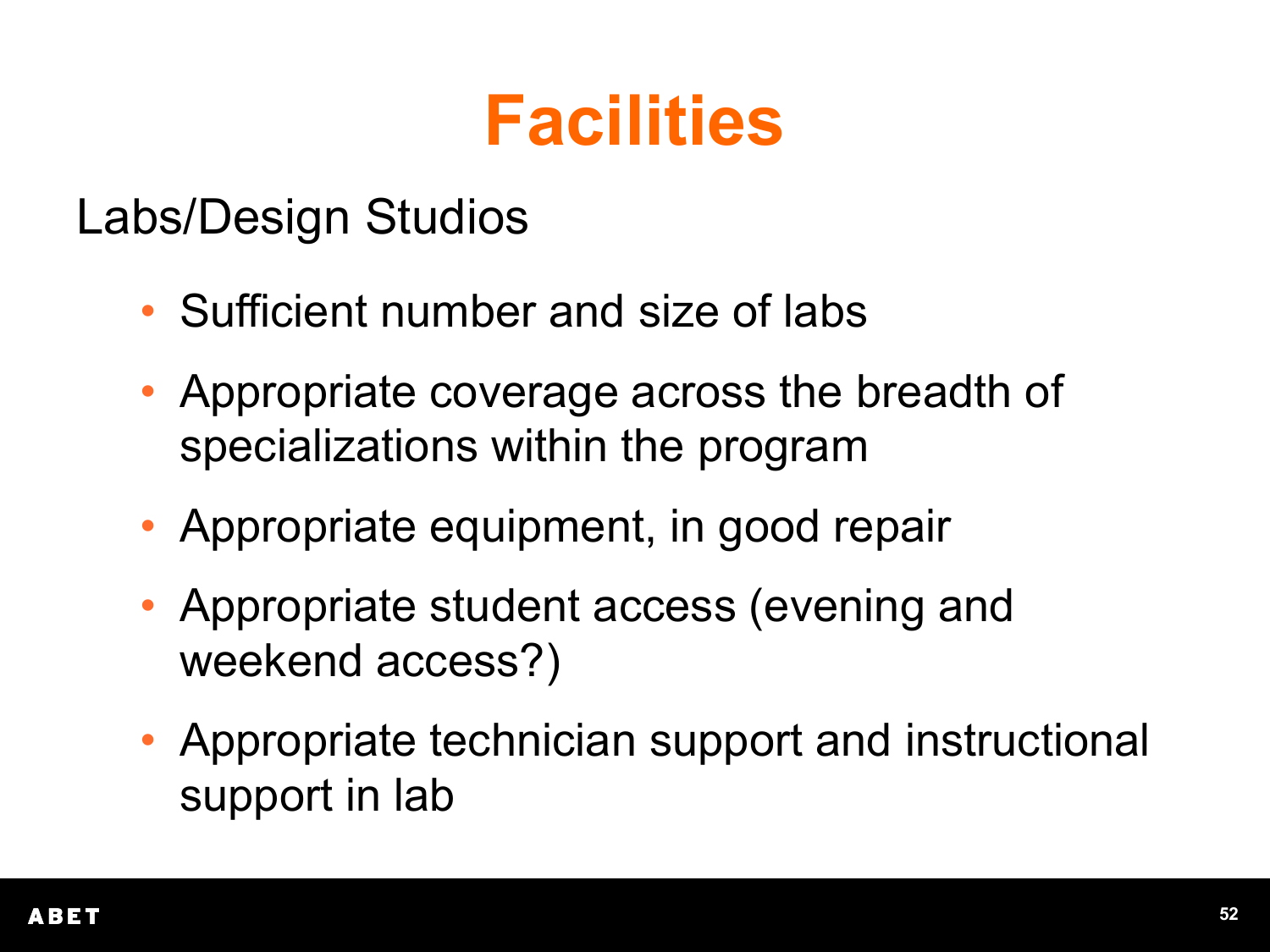# Facilities

Labs/Design Studios

- Sufficient number and size of labs
- Appropriate coverage across the breadth of specializations within the program
- Appropriate equipment, in good repair
- Appropriate student access (evening and weekend access?)
- Appropriate technician support and instructional support in lab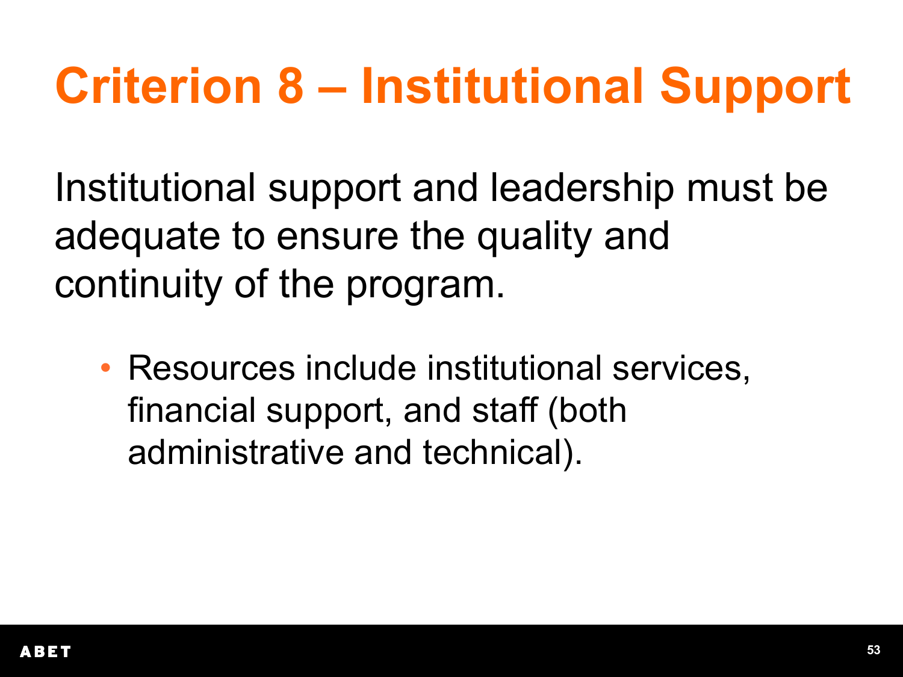# Criterion 8 – Institutional Support

Institutional support and leadership must be adequate to ensure the quality and continuity of the program.

- Resources include institutional services, financial support, and staff (both administrative and technical).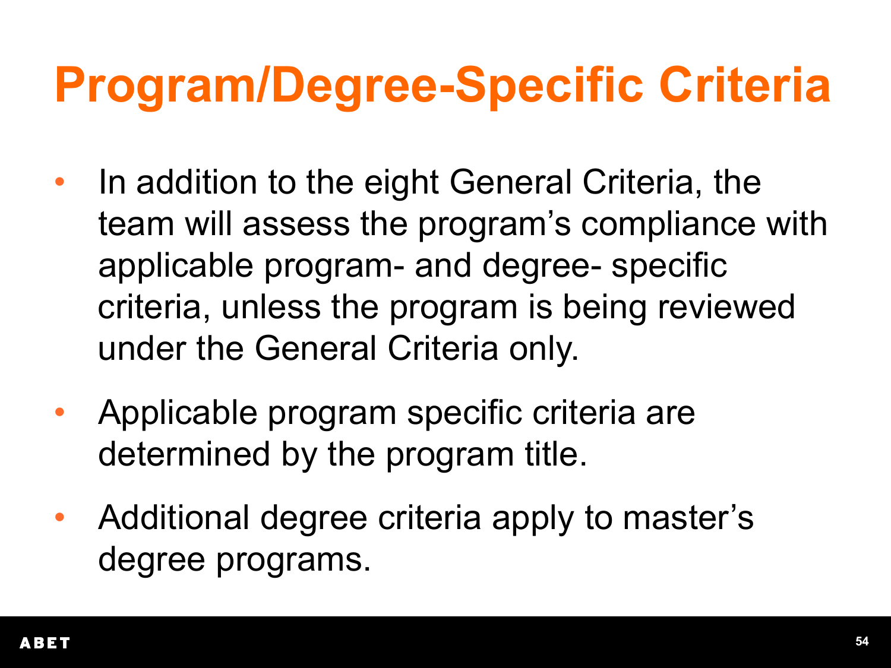# Program/Degree-Specific Criteria

- In addition to the eight General Criteria, the team will assess the program's compliance with applicable program- and degree- specific criteria, unless the program is being reviewed under the General Criteria only.
- Applicable program specific criteria are determined by the program title.
- Additional degree criteria apply to master's degree programs.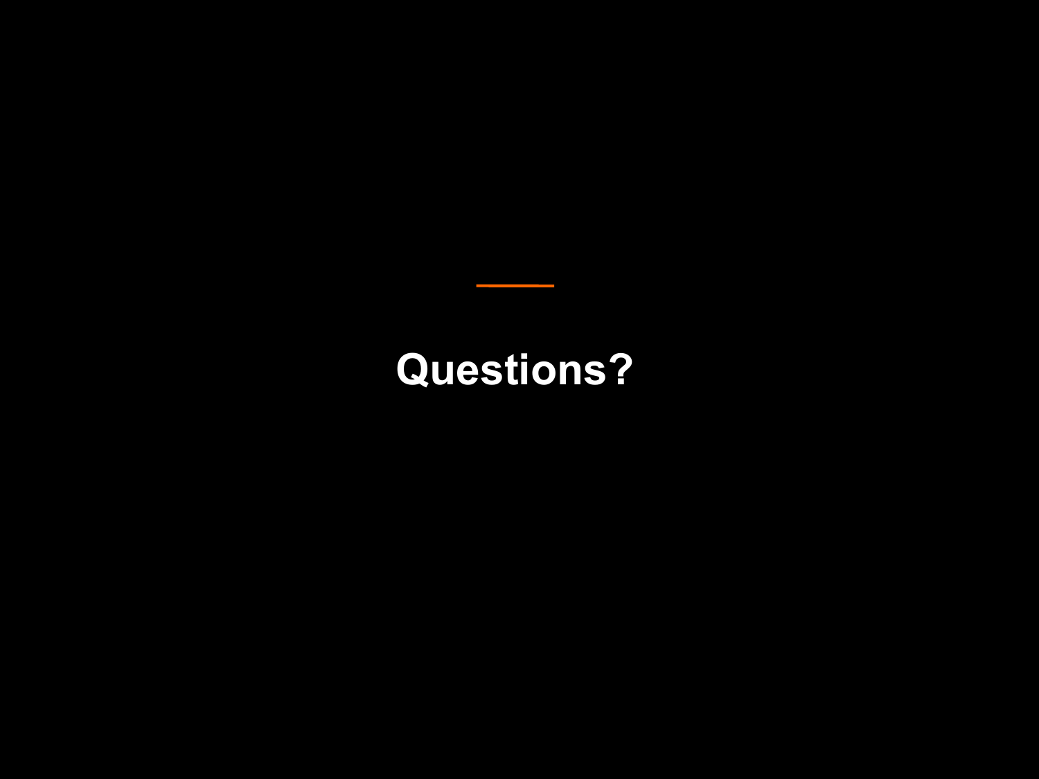# Questions?